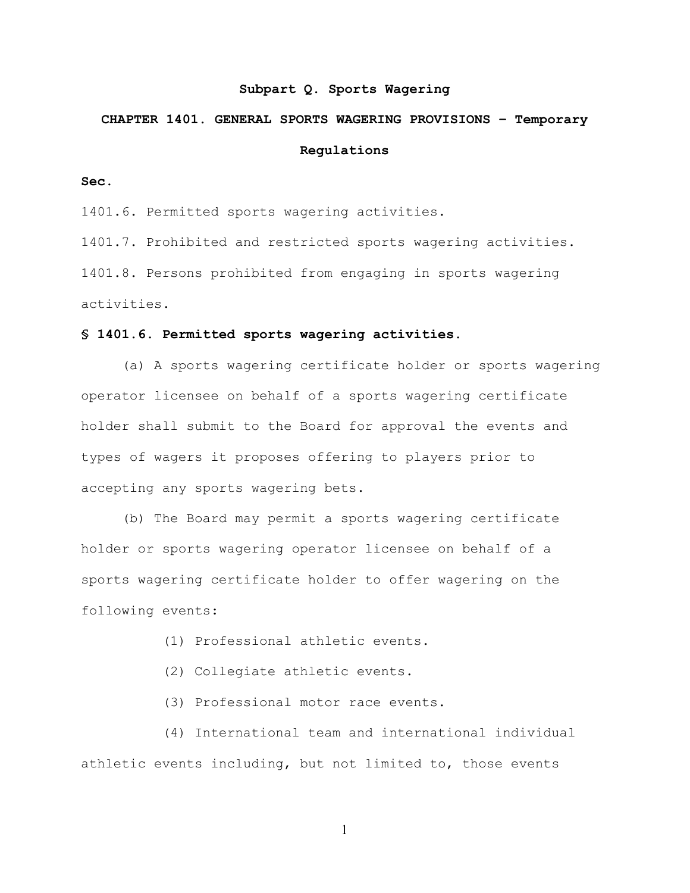**Subpart Q. Sports Wagering**

**CHAPTER 1401. GENERAL SPORTS WAGERING PROVISIONS – Temporary Regulations**

**Sec.**

1401.6. Permitted sports wagering activities.

1401.7. Prohibited and restricted sports wagering activities.

1401.8. Persons prohibited from engaging in sports wagering activities.

**§ 1401.6. Permitted sports wagering activities.**

(a) A sports wagering certificate holder or sports wagering operator licensee on behalf of a sports wagering certificate holder shall submit to the Board for approval the events and types of wagers it proposes offering to players prior to accepting any sports wagering bets.

(b) The Board may permit a sports wagering certificate holder or sports wagering operator licensee on behalf of a sports wagering certificate holder to offer wagering on the following events:

(1) Professional athletic events.

(2) Collegiate athletic events.

(3) Professional motor race events.

(4) International team and international individual athletic events including, but not limited to, those events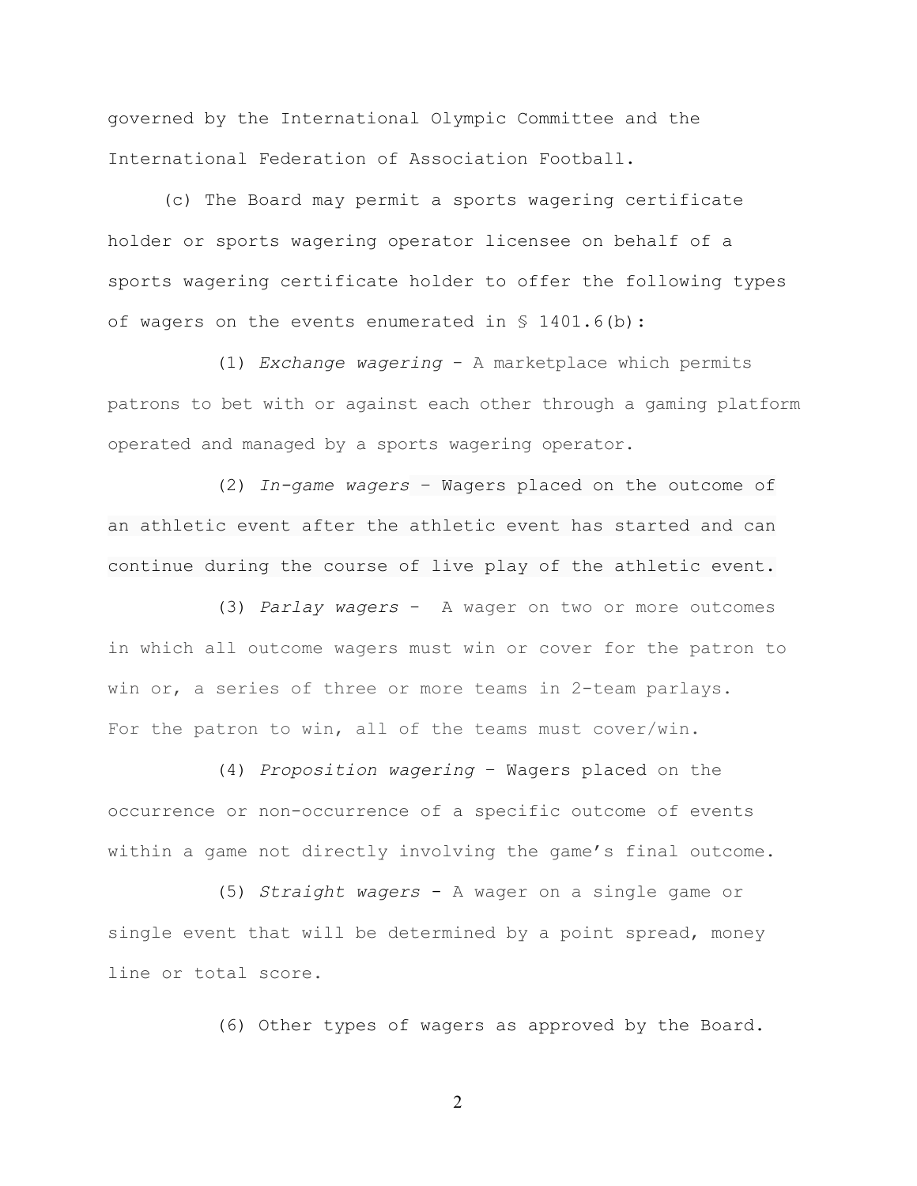governed by the International Olympic Committee and the International Federation of Association Football.

(c) The Board may permit a sports wagering certificate holder or sports wagering operator licensee on behalf of a sports wagering certificate holder to offer the following types of wagers on the events enumerated in § 1401.6(b):

(1) *Exchange wagering* - A marketplace which permits patrons to bet with or against each other through a gaming platform operated and managed by a sports wagering operator.

(2) *In-game wagers* – Wagers placed on the outcome of an athletic event after the athletic event has started and can continue during the course of live play of the athletic event.

(3) *Parlay wagers* - A wager on two or more outcomes in which all outcome wagers must win or cover for the patron to win or, a series of three or more teams in 2-team parlays. For the patron to win, all of the teams must cover/win.

(4) *Proposition wagering* – Wagers placed on the occurrence or non-occurrence of a specific outcome of events within a game not directly involving the game's final outcome.

(5) *Straight wagers* - A wager on a single game or single event that will be determined by a point spread, money line or total score.

(6) Other types of wagers as approved by the Board.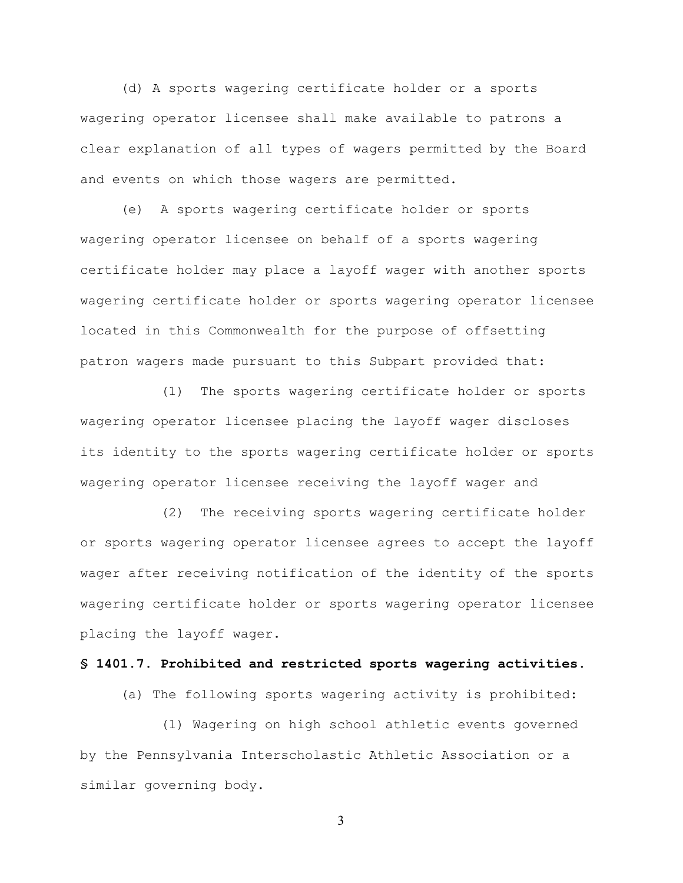(d) A sports wagering certificate holder or a sports wagering operator licensee shall make available to patrons a clear explanation of all types of wagers permitted by the Board and events on which those wagers are permitted.

(e) A sports wagering certificate holder or sports wagering operator licensee on behalf of a sports wagering certificate holder may place a layoff wager with another sports wagering certificate holder or sports wagering operator licensee located in this Commonwealth for the purpose of offsetting patron wagers made pursuant to this Subpart provided that:

(1) The sports wagering certificate holder or sports wagering operator licensee placing the layoff wager discloses its identity to the sports wagering certificate holder or sports wagering operator licensee receiving the layoff wager and

(2) The receiving sports wagering certificate holder or sports wagering operator licensee agrees to accept the layoff wager after receiving notification of the identity of the sports wagering certificate holder or sports wagering operator licensee placing the layoff wager.

**§ 1401.7. Prohibited and restricted sports wagering activities.**

(a) The following sports wagering activity is prohibited:

(1) Wagering on high school athletic events governed by the Pennsylvania Interscholastic Athletic Association or a similar governing body.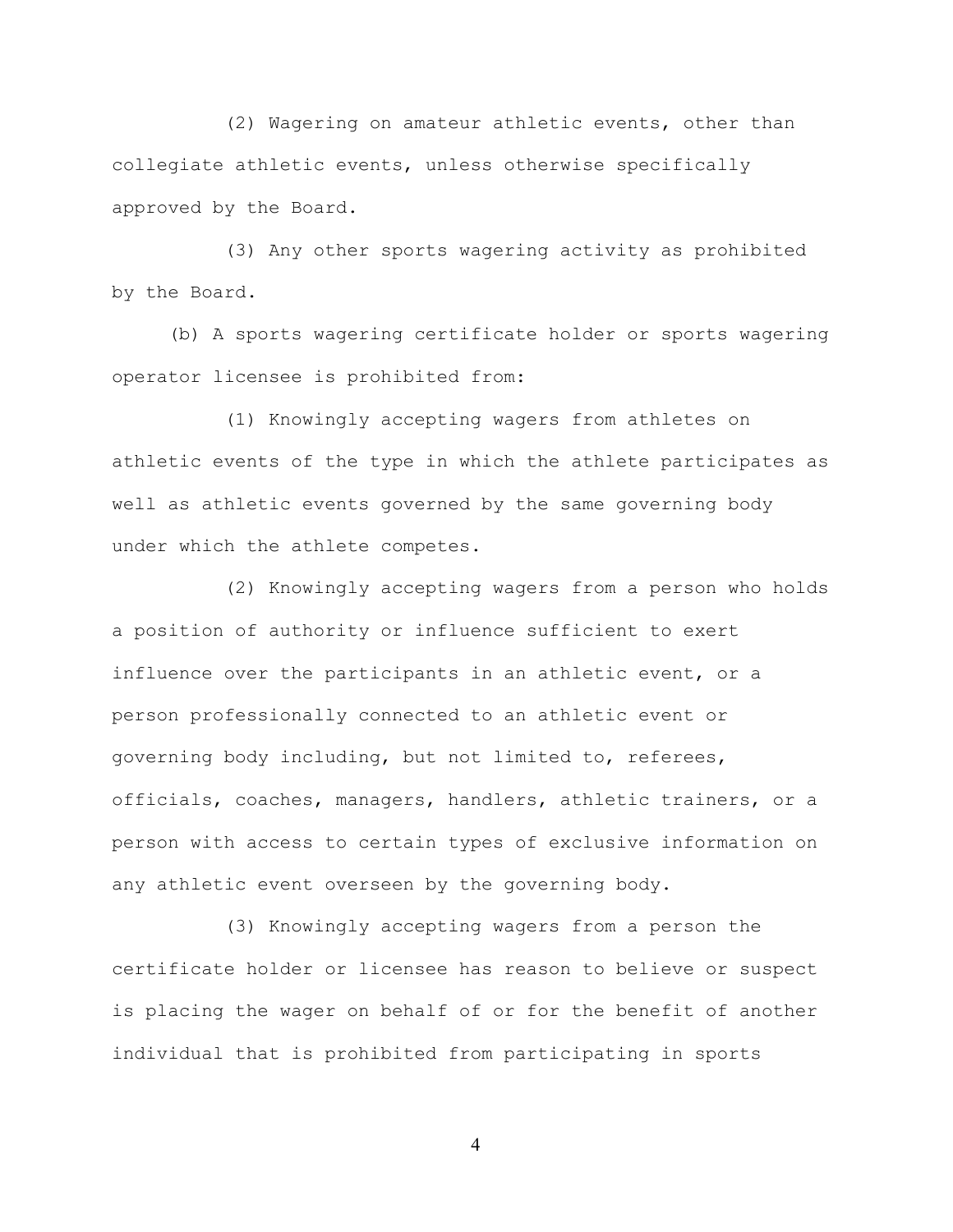(2) Wagering on amateur athletic events, other than collegiate athletic events, unless otherwise specifically approved by the Board.

(3) Any other sports wagering activity as prohibited by the Board.

(b) A sports wagering certificate holder or sports wagering operator licensee is prohibited from:

(1) Knowingly accepting wagers from athletes on athletic events of the type in which the athlete participates as well as athletic events governed by the same governing body under which the athlete competes.

(2) Knowingly accepting wagers from a person who holds a position of authority or influence sufficient to exert influence over the participants in an athletic event, or a person professionally connected to an athletic event or governing body including, but not limited to, referees, officials, coaches, managers, handlers, athletic trainers, or a person with access to certain types of exclusive information on any athletic event overseen by the governing body.

(3) Knowingly accepting wagers from a person the certificate holder or licensee has reason to believe or suspect is placing the wager on behalf of or for the benefit of another individual that is prohibited from participating in sports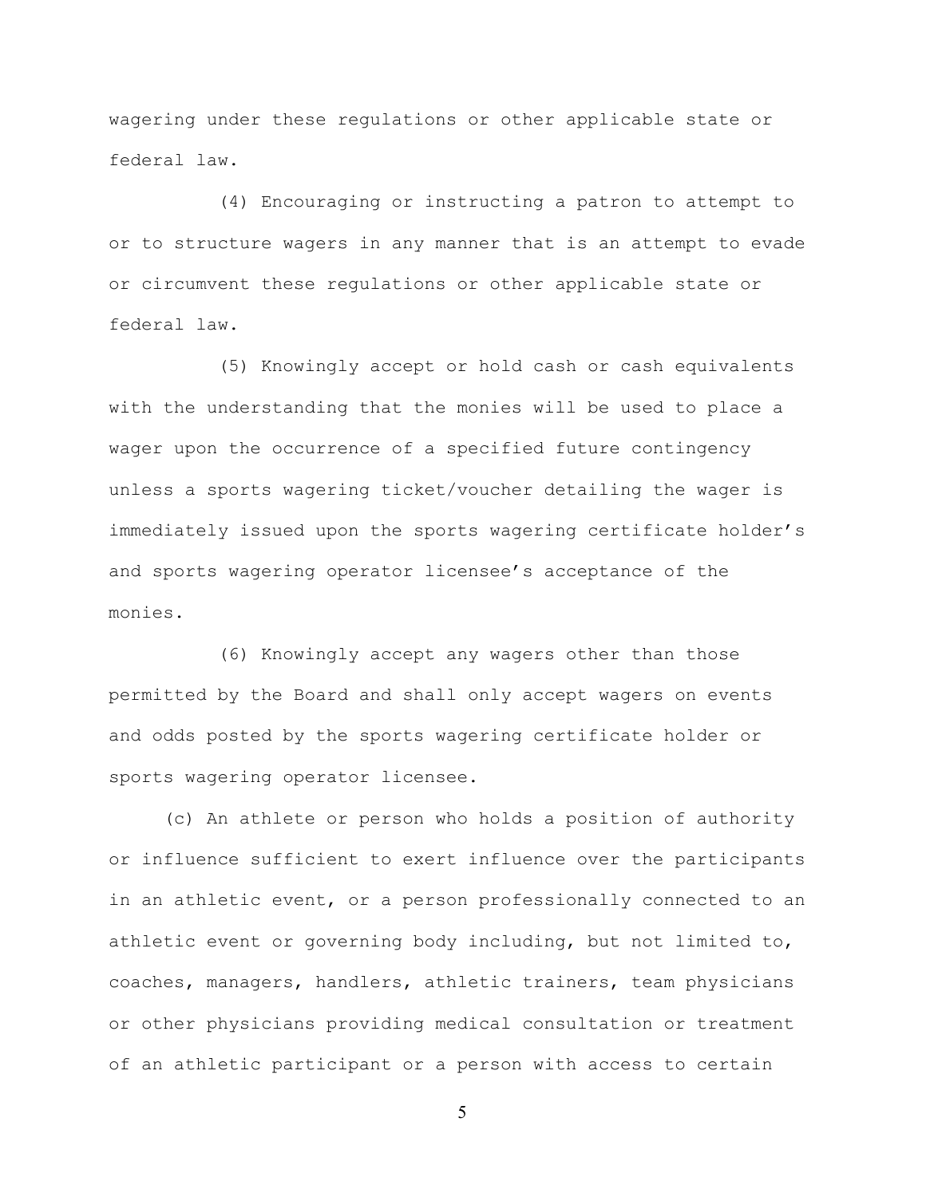wagering under these regulations or other applicable state or federal law.

(4) Encouraging or instructing a patron to attempt to or to structure wagers in any manner that is an attempt to evade or circumvent these regulations or other applicable state or federal law.

(5) Knowingly accept or hold cash or cash equivalents with the understanding that the monies will be used to place a wager upon the occurrence of a specified future contingency unless a sports wagering ticket/voucher detailing the wager is immediately issued upon the sports wagering certificate holder's and sports wagering operator licensee's acceptance of the monies.

(6) Knowingly accept any wagers other than those permitted by the Board and shall only accept wagers on events and odds posted by the sports wagering certificate holder or sports wagering operator licensee.

(c) An athlete or person who holds a position of authority or influence sufficient to exert influence over the participants in an athletic event, or a person professionally connected to an athletic event or governing body including, but not limited to, coaches, managers, handlers, athletic trainers, team physicians or other physicians providing medical consultation or treatment of an athletic participant or a person with access to certain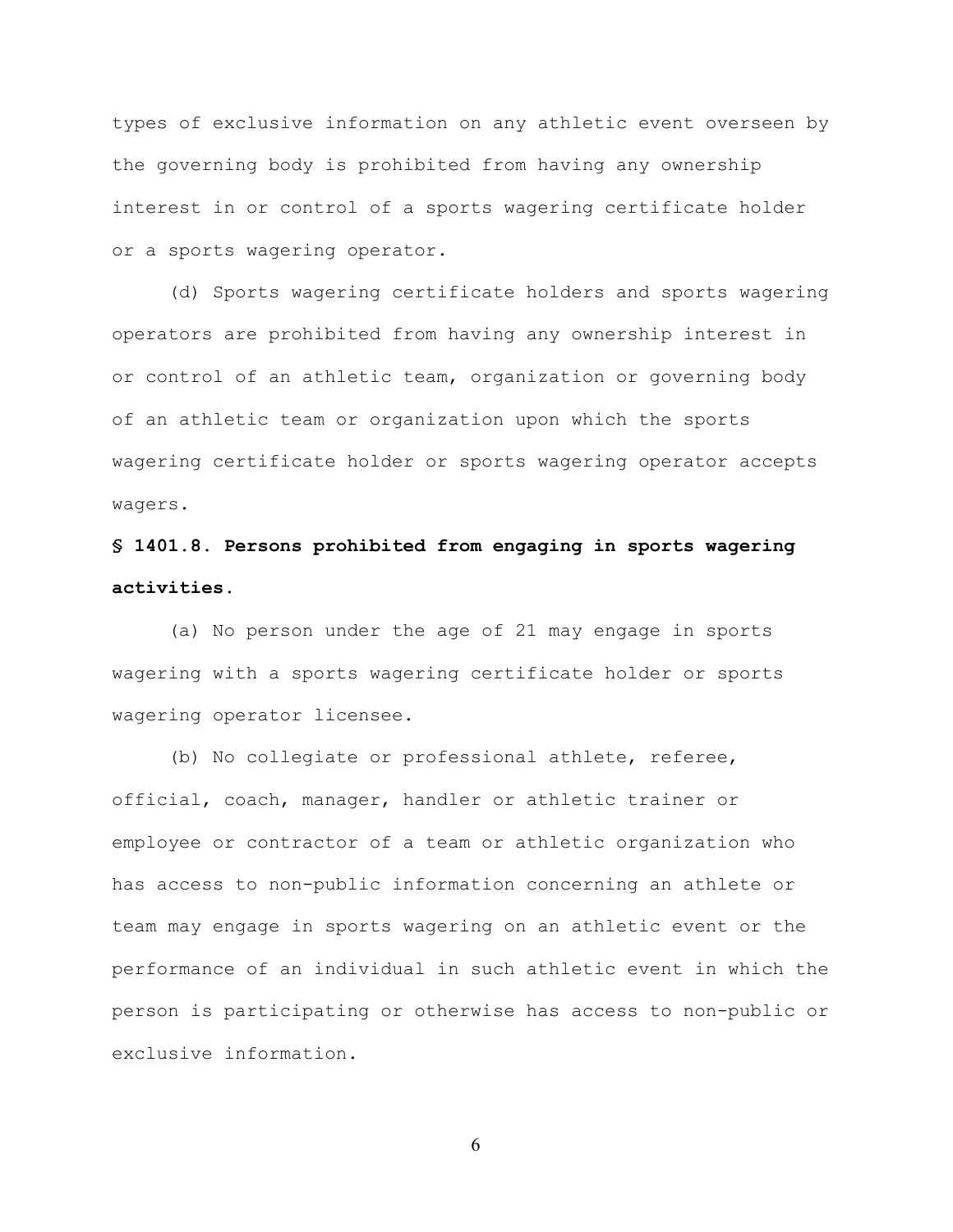types of exclusive information on any athletic event overseen by the governing body is prohibited from having any ownership interest in or control of a sports wagering certificate holder or a sports wagering operator.

(d) Sports wagering certificate holders and sports wagering operators are prohibited from having any ownership interest in or control of an athletic team, organization or governing body of an athletic team or organization upon which the sports wagering certificate holder or sports wagering operator accepts wagers.

**§ 1401.8. Persons prohibited from engaging in sports wagering activities.**

(a) No person under the age of 21 may engage in sports wagering with a sports wagering certificate holder or sports wagering operator licensee.

(b) No collegiate or professional athlete, referee, official, coach, manager, handler or athletic trainer or employee or contractor of a team or athletic organization who has access to non-public information concerning an athlete or team may engage in sports wagering on an athletic event or the performance of an individual in such athletic event in which the person is participating or otherwise has access to non-public or exclusive information.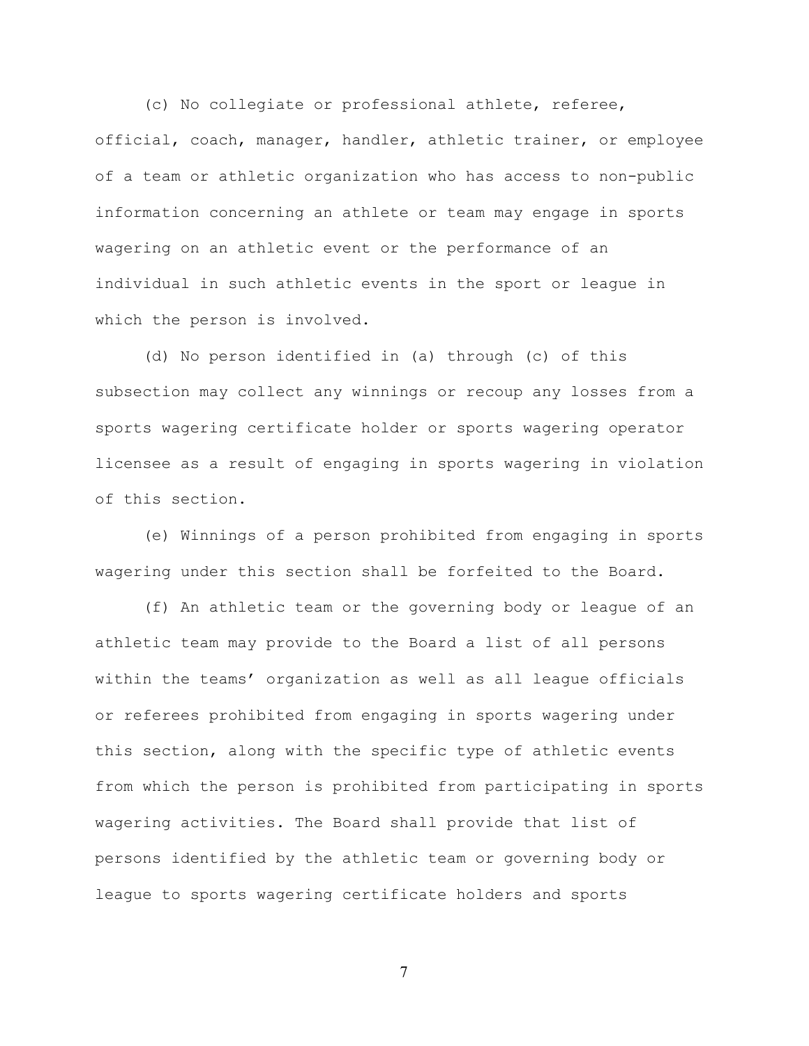(c) No collegiate or professional athlete, referee, official, coach, manager, handler, athletic trainer, or employee of a team or athletic organization who has access to non-public information concerning an athlete or team may engage in sports wagering on an athletic event or the performance of an individual in such athletic events in the sport or league in which the person is involved.

(d) No person identified in (a) through (c) of this subsection may collect any winnings or recoup any losses from a sports wagering certificate holder or sports wagering operator licensee as a result of engaging in sports wagering in violation of this section.

(e) Winnings of a person prohibited from engaging in sports wagering under this section shall be forfeited to the Board.

(f) An athletic team or the governing body or league of an athletic team may provide to the Board a list of all persons within the teams' organization as well as all league officials or referees prohibited from engaging in sports wagering under this section, along with the specific type of athletic events from which the person is prohibited from participating in sports wagering activities. The Board shall provide that list of persons identified by the athletic team or governing body or league to sports wagering certificate holders and sports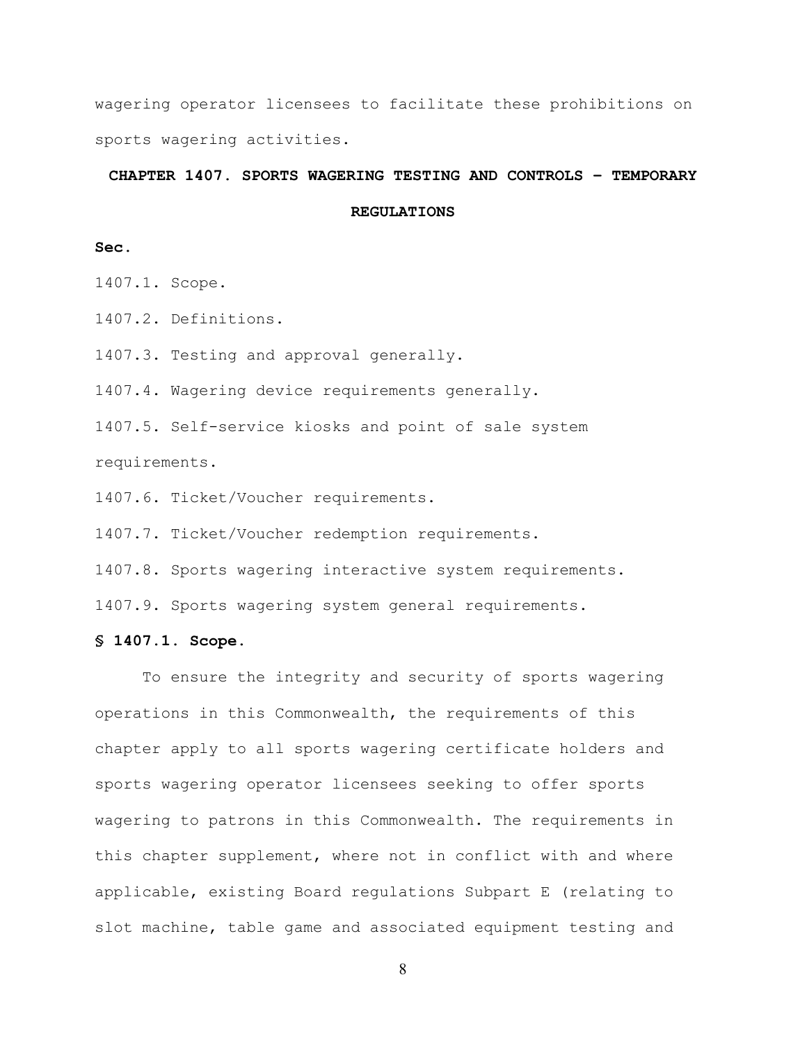wagering operator licensees to facilitate these prohibitions on sports wagering activities.

## CHAPTER 1407. SPORTS WAGERING TESTING AND CONTROLS – TEMPORARY REGULATIONS

**Sec.**

1407.1. Scope.

1407.2. Definitions.

1407.3. Testing and approval generally.

1407.4. Wagering device requirements generally.

1407.5. Self-service kiosks and point of sale system requirements.

1407.6. Ticket/Voucher requirements.

1407.7. Ticket/Voucher redemption requirements.

1407.8. Sports wagering interactive system requirements.

1407.9. Sports wagering system general requirements.

### § 1407.1. Scope.

To ensure the integrity and security of sports wagering operations in this Commonwealth, the requirements of this chapter apply to all sports wagering certificate holders and sports wagering operator licensees seeking to offer sports wagering to patrons in this Commonwealth. The requirements in this chapter supplement, where not in conflict with and where applicable, existing Board regulations Subpart E (relating to slot machine, table game and associated equipment testing and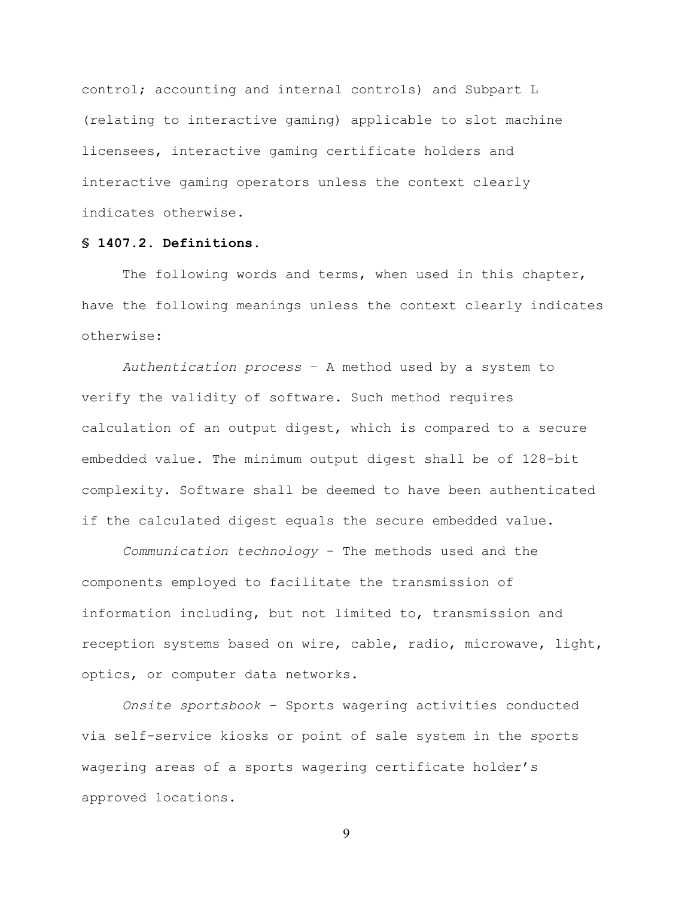control; accounting and internal controls) and Subpart L (relating to interactive gaming) applicable to slot machine licensees, interactive gaming certificate holders and interactive gaming operators unless the context clearly indicates otherwise.

**§ 1407.2. Definitions.**

The following words and terms, when used in this chapter, have the following meanings unless the context clearly indicates otherwise:

*Authentication process* – A method used by a system to verify the validity of software. Such method requires calculation of an output digest, which is compared to a secure embedded value. The minimum output digest shall be of 128-bit complexity. Software shall be deemed to have been authenticated if the calculated digest equals the secure embedded value.

*Communication technology* - The methods used and the components employed to facilitate the transmission of information including, but not limited to, transmission and reception systems based on wire, cable, radio, microwave, light, optics, or computer data networks.

*Onsite sportsbook* – Sports wagering activities conducted via self-service kiosks or point of sale system in the sports wagering areas of a sports wagering certificate holder's approved locations.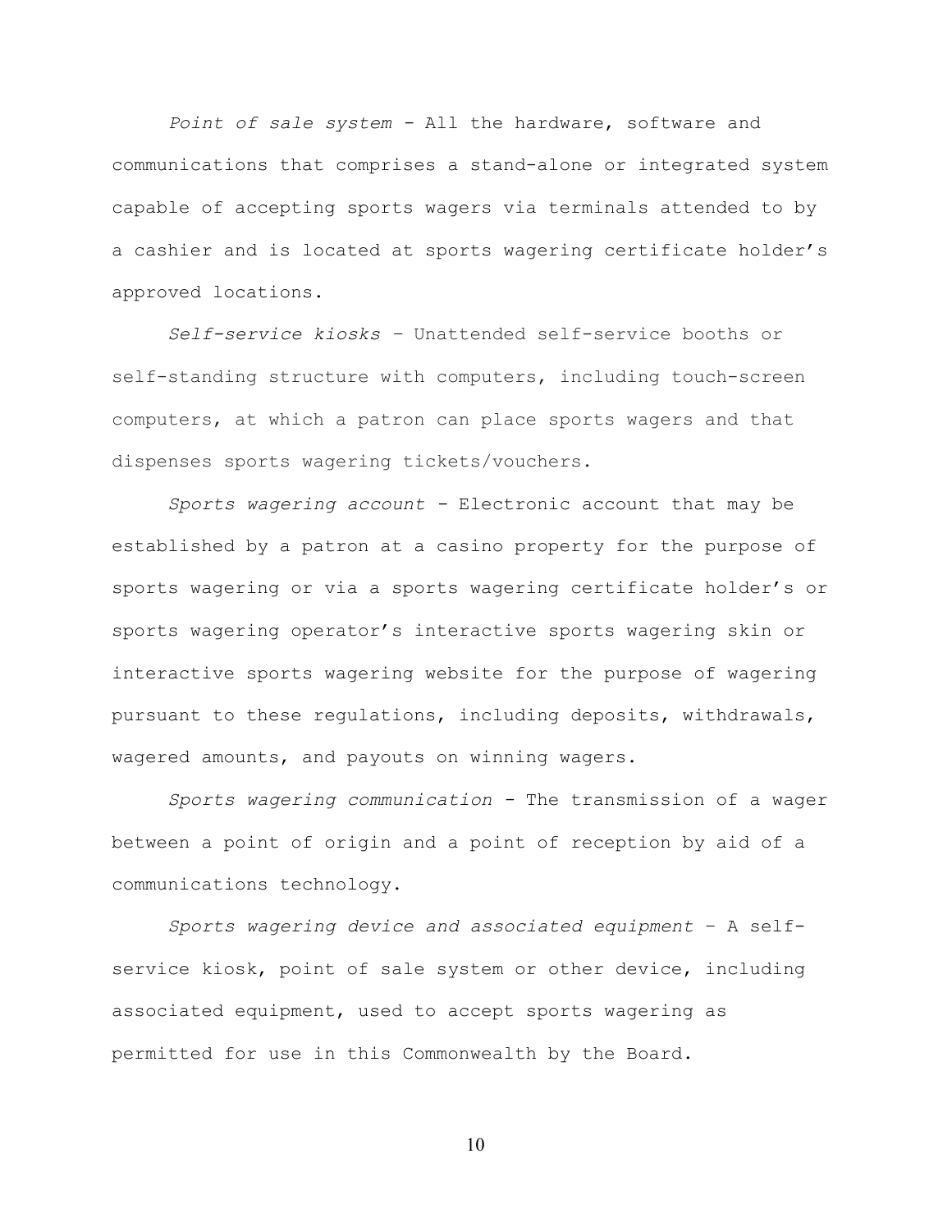*Point of sale system* - All the hardware, software and communications that comprises a stand-alone or integrated system capable of accepting sports wagers via terminals attended to by a cashier and is located at sports wagering certificate holder's approved locations.

*Self-service kiosks* – Unattended self-service booths or self-standing structure with computers, including touch-screen computers, at which a patron can place sports wagers and that dispenses sports wagering tickets/vouchers.

*Sports wagering account* - Electronic account that may be established by a patron at a casino property for the purpose of sports wagering or via a sports wagering certificate holder's or sports wagering operator's interactive sports wagering skin or interactive sports wagering website for the purpose of wagering pursuant to these regulations, including deposits, withdrawals, wagered amounts, and payouts on winning wagers.

*Sports wagering communication* - The transmission of a wager between a point of origin and a point of reception by aid of a communications technology.

*Sports wagering device and associated equipment* – A self-service kiosk, point of sale system or other device, including associated equipment, used to accept sports wagering as permitted for use in this Commonwealth by the Board.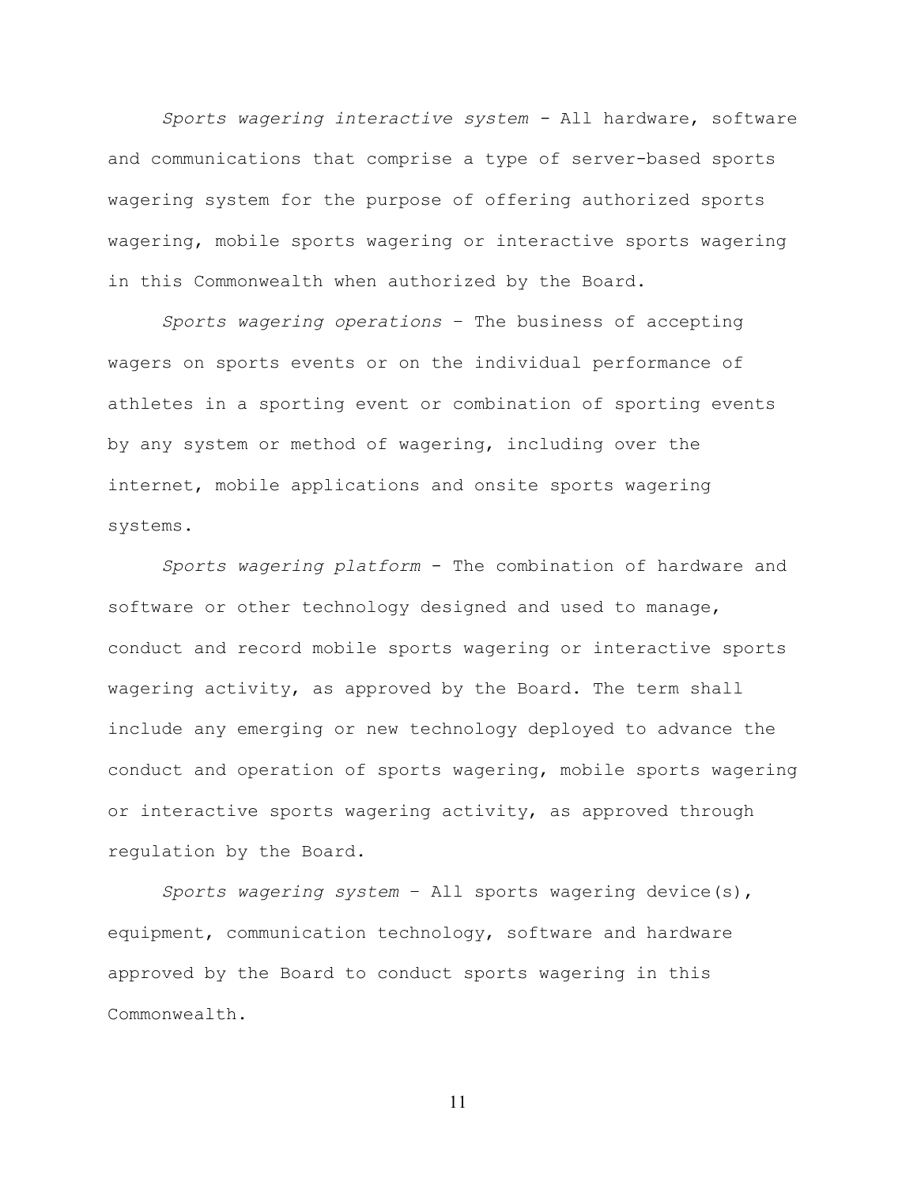*Sports wagering interactive system* - All hardware, software and communications that comprise a type of server-based sports wagering system for the purpose of offering authorized sports wagering, mobile sports wagering or interactive sports wagering in this Commonwealth when authorized by the Board.

*Sports wagering operations* – The business of accepting wagers on sports events or on the individual performance of athletes in a sporting event or combination of sporting events by any system or method of wagering, including over the internet, mobile applications and onsite sports wagering systems.

*Sports wagering platform* - The combination of hardware and software or other technology designed and used to manage, conduct and record mobile sports wagering or interactive sports wagering activity, as approved by the Board. The term shall include any emerging or new technology deployed to advance the conduct and operation of sports wagering, mobile sports wagering or interactive sports wagering activity, as approved through regulation by the Board.

*Sports wagering system* – All sports wagering device(s), equipment, communication technology, software and hardware approved by the Board to conduct sports wagering in this Commonwealth.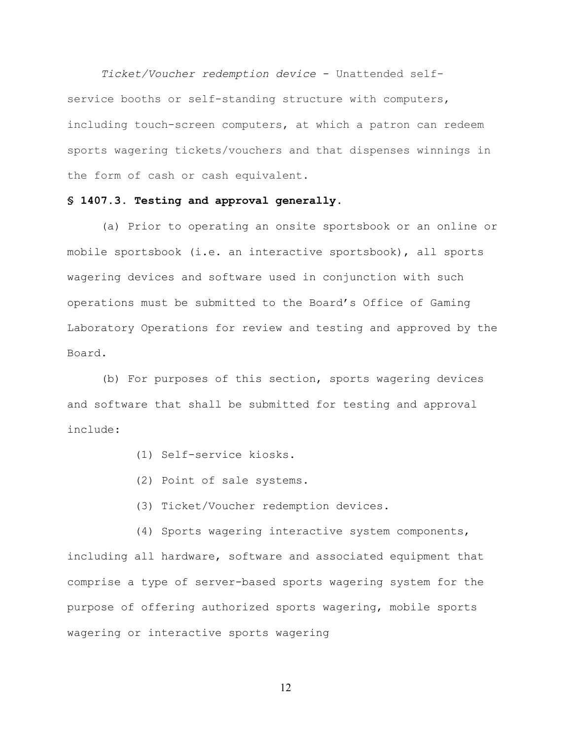*Ticket/Voucher redemption device* - Unattended self-service booths or self-standing structure with computers, including touch-screen computers, at which a patron can redeem sports wagering tickets/vouchers and that dispenses winnings in the form of cash or cash equivalent.

**§ 1407.3. Testing and approval generally.**

(a) Prior to operating an onsite sportsbook or an online or mobile sportsbook (i.e. an interactive sportsbook), all sports wagering devices and software used in conjunction with such operations must be submitted to the Board's Office of Gaming Laboratory Operations for review and testing and approved by the Board.

(b) For purposes of this section, sports wagering devices and software that shall be submitted for testing and approval include:

(1) Self-service kiosks.

(2) Point of sale systems.

(3) Ticket/Voucher redemption devices.

(4) Sports wagering interactive system components, including all hardware, software and associated equipment that comprise a type of server-based sports wagering system for the purpose of offering authorized sports wagering, mobile sports wagering or interactive sports wagering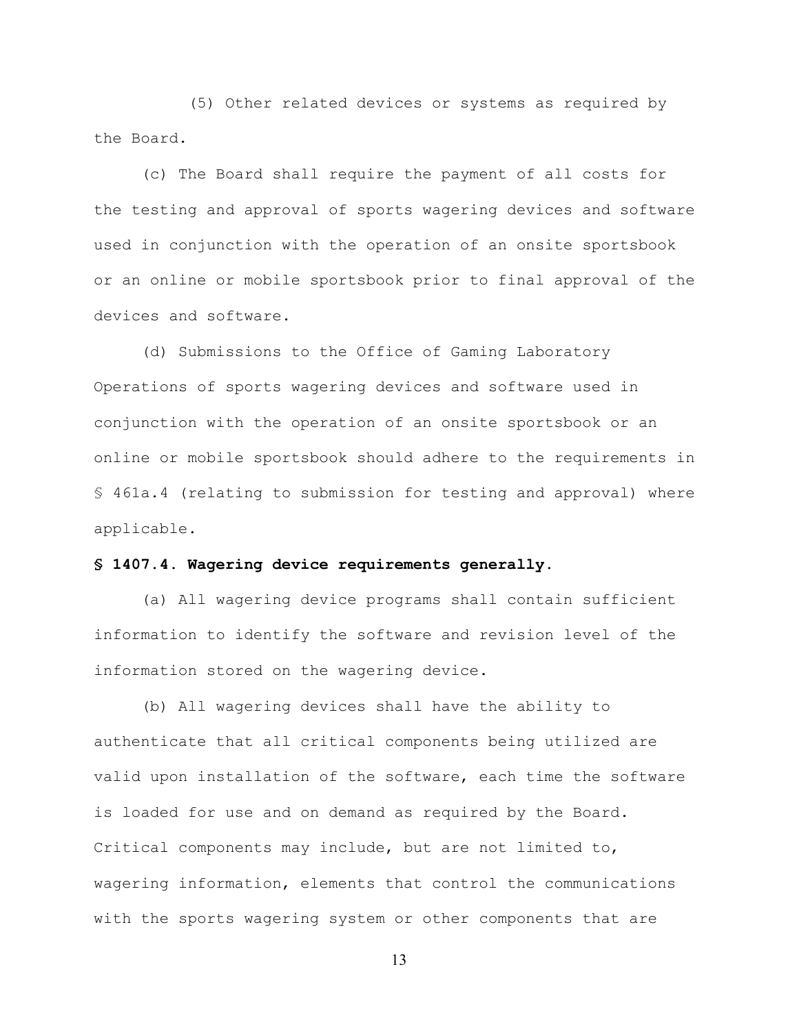(5) Other related devices or systems as required by the Board.

(c) The Board shall require the payment of all costs for the testing and approval of sports wagering devices and software used in conjunction with the operation of an onsite sportsbook or an online or mobile sportsbook prior to final approval of the devices and software.

(d) Submissions to the Office of Gaming Laboratory Operations of sports wagering devices and software used in conjunction with the operation of an onsite sportsbook or an online or mobile sportsbook should adhere to the requirements in § 461a.4 (relating to submission for testing and approval) where applicable.

**§ 1407.4. Wagering device requirements generally.**

(a) All wagering device programs shall contain sufficient information to identify the software and revision level of the information stored on the wagering device.

(b) All wagering devices shall have the ability to authenticate that all critical components being utilized are valid upon installation of the software, each time the software is loaded for use and on demand as required by the Board. Critical components may include, but are not limited to, wagering information, elements that control the communications with the sports wagering system or other components that are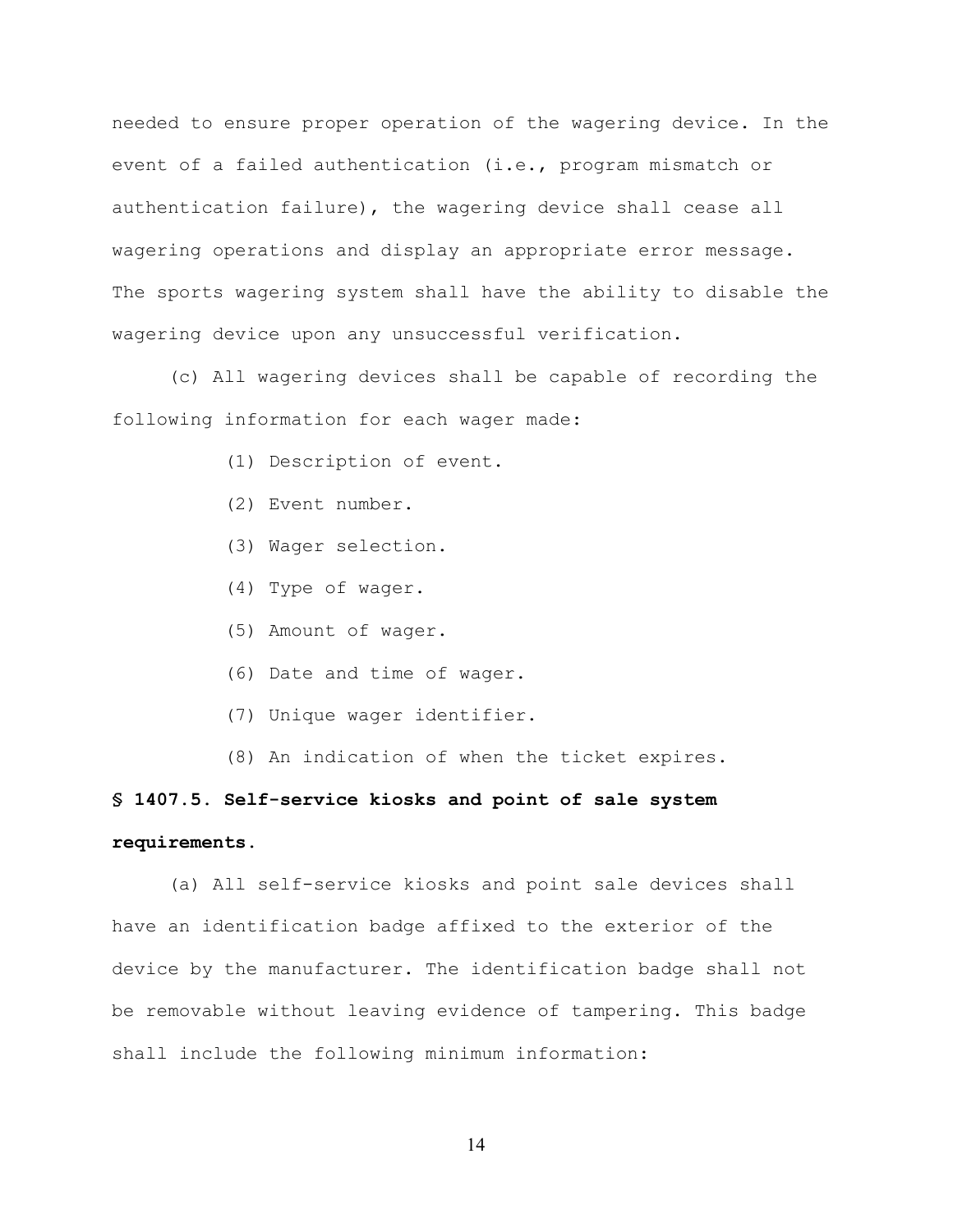needed to ensure proper operation of the wagering device. In the event of a failed authentication (i.e., program mismatch or authentication failure), the wagering device shall cease all wagering operations and display an appropriate error message. The sports wagering system shall have the ability to disable the wagering device upon any unsuccessful verification.

(c) All wagering devices shall be capable of recording the following information for each wager made:

(1) Description of event.

(2) Event number.

(3) Wager selection.

(4) Type of wager.

(5) Amount of wager.

(6) Date and time of wager.

(7) Unique wager identifier.

(8) An indication of when the ticket expires.

**§ 1407.5. Self-service kiosks and point of sale system requirements.**

(a) All self-service kiosks and point sale devices shall have an identification badge affixed to the exterior of the device by the manufacturer. The identification badge shall not be removable without leaving evidence of tampering. This badge shall include the following minimum information: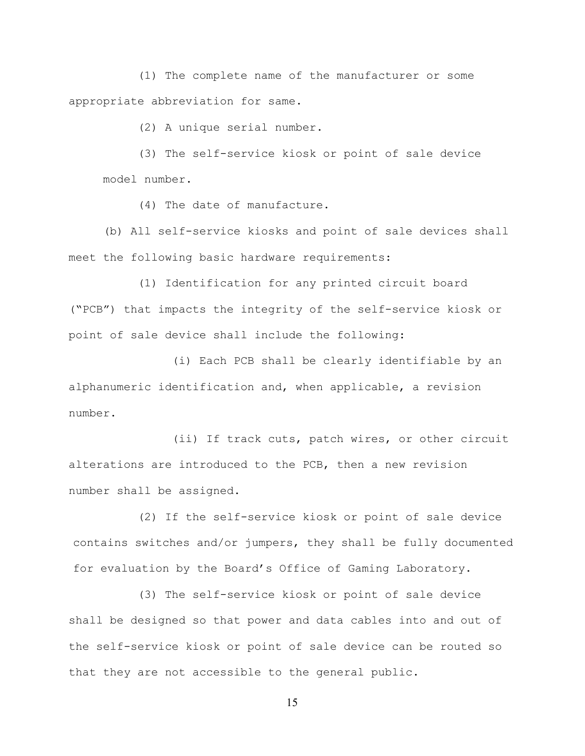(1) The complete name of the manufacturer or some appropriate abbreviation for same.

(2) A unique serial number.

(3) The self-service kiosk or point of sale device model number.

(4) The date of manufacture.

(b) All self-service kiosks and point of sale devices shall meet the following basic hardware requirements:

(1) Identification for any printed circuit board ("PCB") that impacts the integrity of the self-service kiosk or point of sale device shall include the following:

(i) Each PCB shall be clearly identifiable by an alphanumeric identification and, when applicable, a revision number.

(ii) If track cuts, patch wires, or other circuit alterations are introduced to the PCB, then a new revision number shall be assigned.

(2) If the self-service kiosk or point of sale device contains switches and/or jumpers, they shall be fully documented for evaluation by the Board's Office of Gaming Laboratory.

(3) The self-service kiosk or point of sale device shall be designed so that power and data cables into and out of the self-service kiosk or point of sale device can be routed so that they are not accessible to the general public.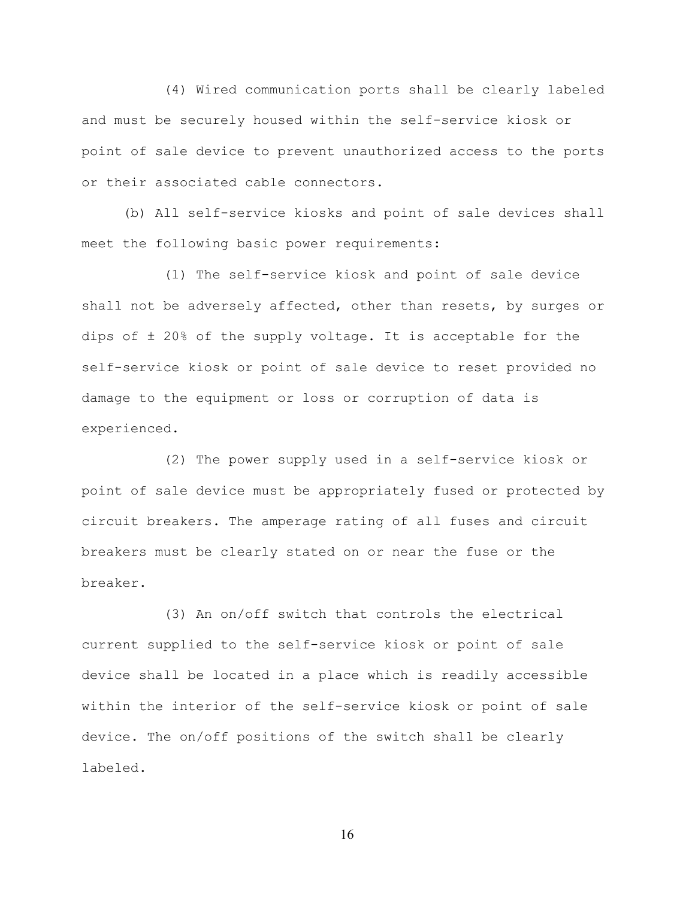(4) Wired communication ports shall be clearly labeled and must be securely housed within the self-service kiosk or point of sale device to prevent unauthorized access to the ports or their associated cable connectors.

(b) All self-service kiosks and point of sale devices shall meet the following basic power requirements:

(1) The self-service kiosk and point of sale device shall not be adversely affected, other than resets, by surges or dips of ± 20% of the supply voltage. It is acceptable for the self-service kiosk or point of sale device to reset provided no damage to the equipment or loss or corruption of data is experienced.

(2) The power supply used in a self-service kiosk or point of sale device must be appropriately fused or protected by circuit breakers. The amperage rating of all fuses and circuit breakers must be clearly stated on or near the fuse or the breaker.

(3) An on/off switch that controls the electrical current supplied to the self-service kiosk or point of sale device shall be located in a place which is readily accessible within the interior of the self-service kiosk or point of sale device. The on/off positions of the switch shall be clearly labeled.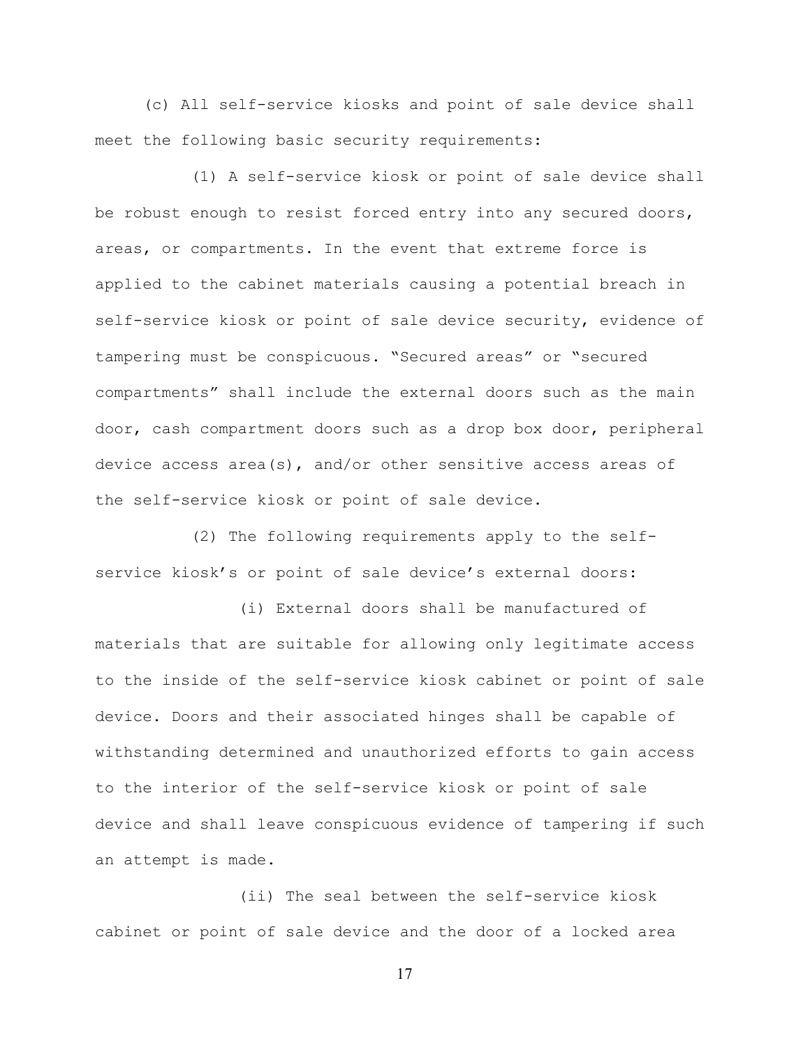(c) All self-service kiosks and point of sale device shall meet the following basic security requirements:

(1) A self-service kiosk or point of sale device shall be robust enough to resist forced entry into any secured doors, areas, or compartments. In the event that extreme force is applied to the cabinet materials causing a potential breach in self-service kiosk or point of sale device security, evidence of tampering must be conspicuous. "Secured areas" or "secured compartments" shall include the external doors such as the main door, cash compartment doors such as a drop box door, peripheral device access area(s), and/or other sensitive access areas of the self-service kiosk or point of sale device.

(2) The following requirements apply to the self-service kiosk's or point of sale device's external doors:

(i) External doors shall be manufactured of materials that are suitable for allowing only legitimate access to the inside of the self-service kiosk cabinet or point of sale device. Doors and their associated hinges shall be capable of withstanding determined and unauthorized efforts to gain access to the interior of the self-service kiosk or point of sale device and shall leave conspicuous evidence of tampering if such an attempt is made.

(ii) The seal between the self-service kiosk cabinet or point of sale device and the door of a locked area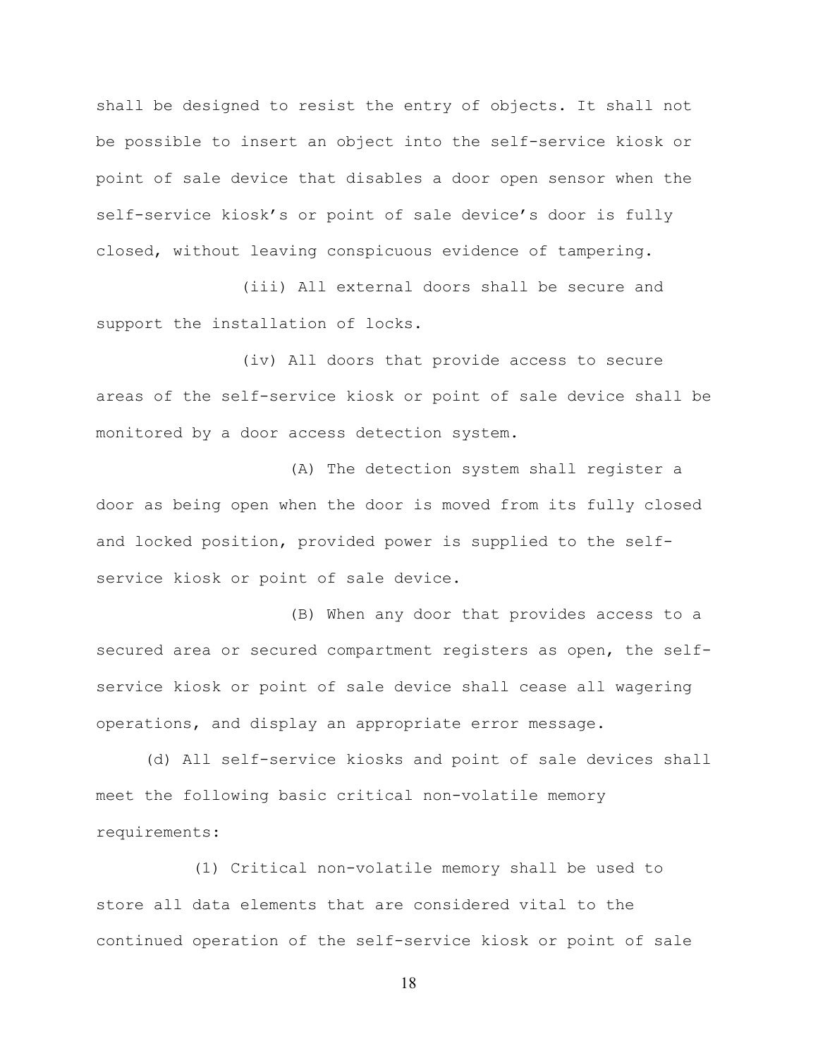shall be designed to resist the entry of objects. It shall not be possible to insert an object into the self-service kiosk or point of sale device that disables a door open sensor when the self-service kiosk's or point of sale device's door is fully closed, without leaving conspicuous evidence of tampering.

(iii) All external doors shall be secure and support the installation of locks.

(iv) All doors that provide access to secure areas of the self-service kiosk or point of sale device shall be monitored by a door access detection system.

(A) The detection system shall register a door as being open when the door is moved from its fully closed and locked position, provided power is supplied to the self-service kiosk or point of sale device.

(B) When any door that provides access to a secured area or secured compartment registers as open, the self-service kiosk or point of sale device shall cease all wagering operations, and display an appropriate error message.

(d) All self-service kiosks and point of sale devices shall meet the following basic critical non-volatile memory requirements:

(1) Critical non-volatile memory shall be used to store all data elements that are considered vital to the continued operation of the self-service kiosk or point of sale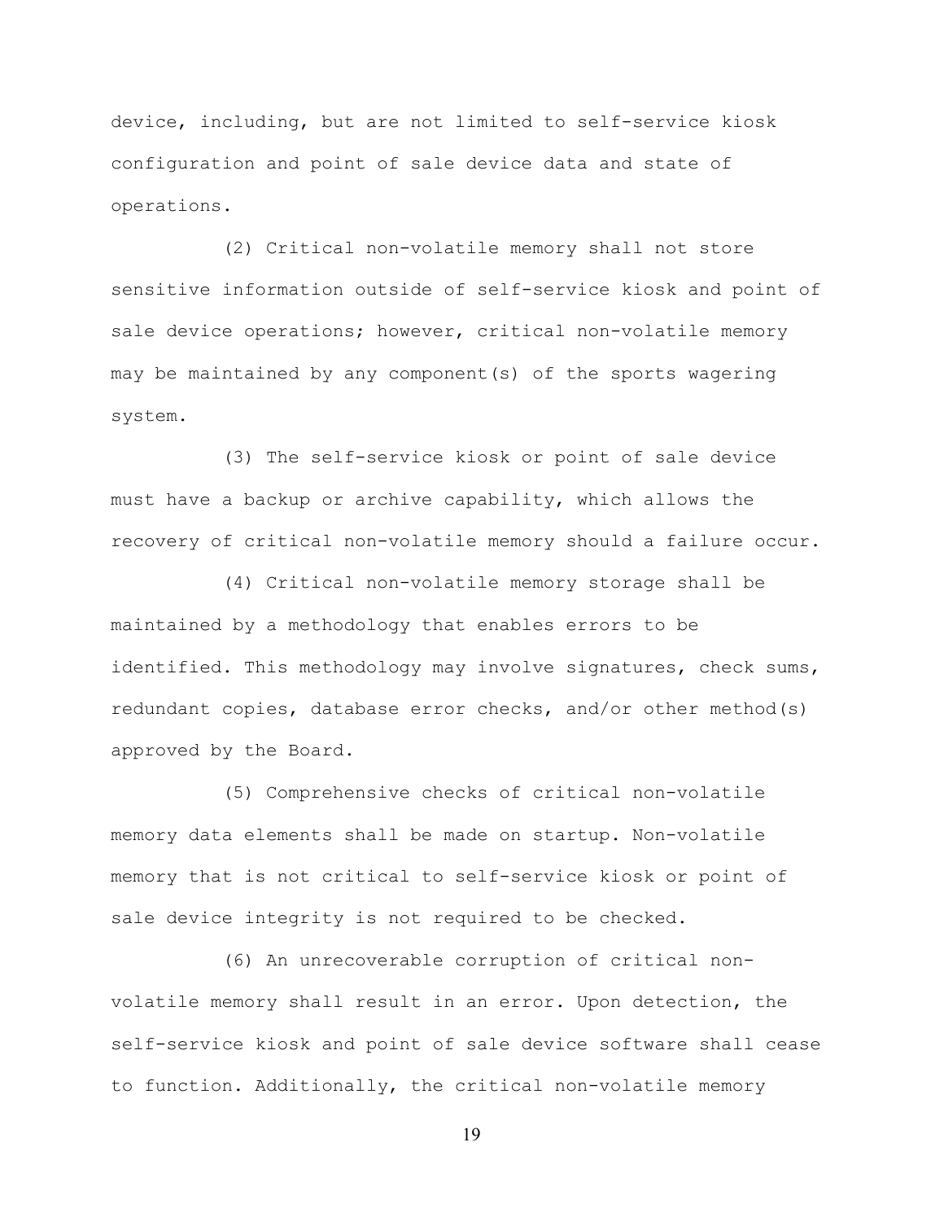device, including, but are not limited to self-service kiosk configuration and point of sale device data and state of operations.

(2) Critical non-volatile memory shall not store sensitive information outside of self-service kiosk and point of sale device operations; however, critical non-volatile memory may be maintained by any component(s) of the sports wagering system.

(3) The self-service kiosk or point of sale device must have a backup or archive capability, which allows the recovery of critical non-volatile memory should a failure occur.

(4) Critical non-volatile memory storage shall be maintained by a methodology that enables errors to be identified. This methodology may involve signatures, check sums, redundant copies, database error checks, and/or other method(s) approved by the Board.

(5) Comprehensive checks of critical non-volatile memory data elements shall be made on startup. Non-volatile memory that is not critical to self-service kiosk or point of sale device integrity is not required to be checked.

(6) An unrecoverable corruption of critical non-volatile memory shall result in an error. Upon detection, the self-service kiosk and point of sale device software shall cease to function. Additionally, the critical non-volatile memory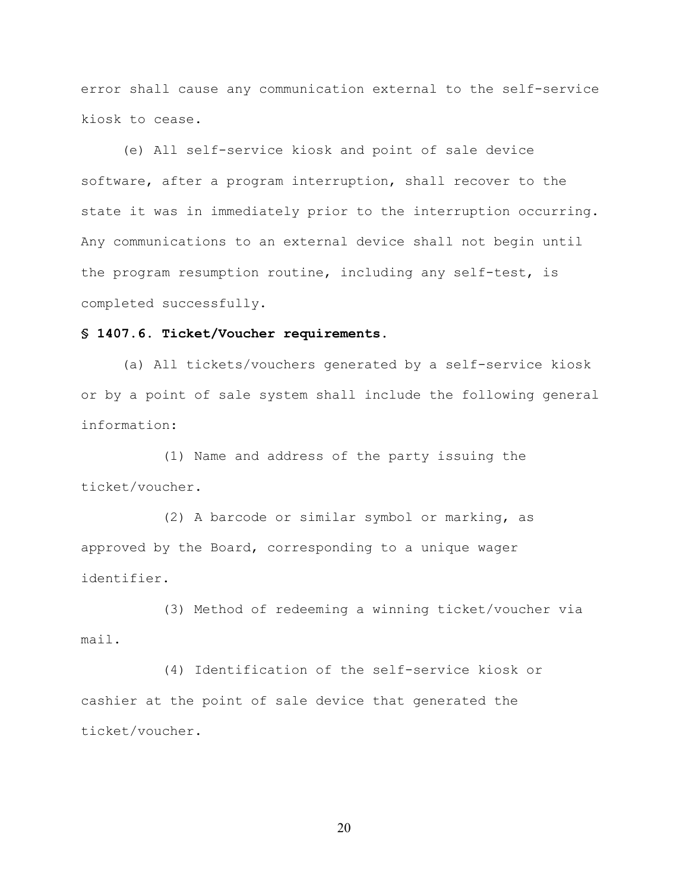error shall cause any communication external to the self-service kiosk to cease.

(e) All self-service kiosk and point of sale device software, after a program interruption, shall recover to the state it was in immediately prior to the interruption occurring. Any communications to an external device shall not begin until the program resumption routine, including any self-test, is completed successfully.

**§ 1407.6. Ticket/Voucher requirements.**

(a) All tickets/vouchers generated by a self-service kiosk or by a point of sale system shall include the following general information:

(1) Name and address of the party issuing the ticket/voucher.

(2) A barcode or similar symbol or marking, as approved by the Board, corresponding to a unique wager identifier.

(3) Method of redeeming a winning ticket/voucher via mail.

(4) Identification of the self-service kiosk or cashier at the point of sale device that generated the ticket/voucher.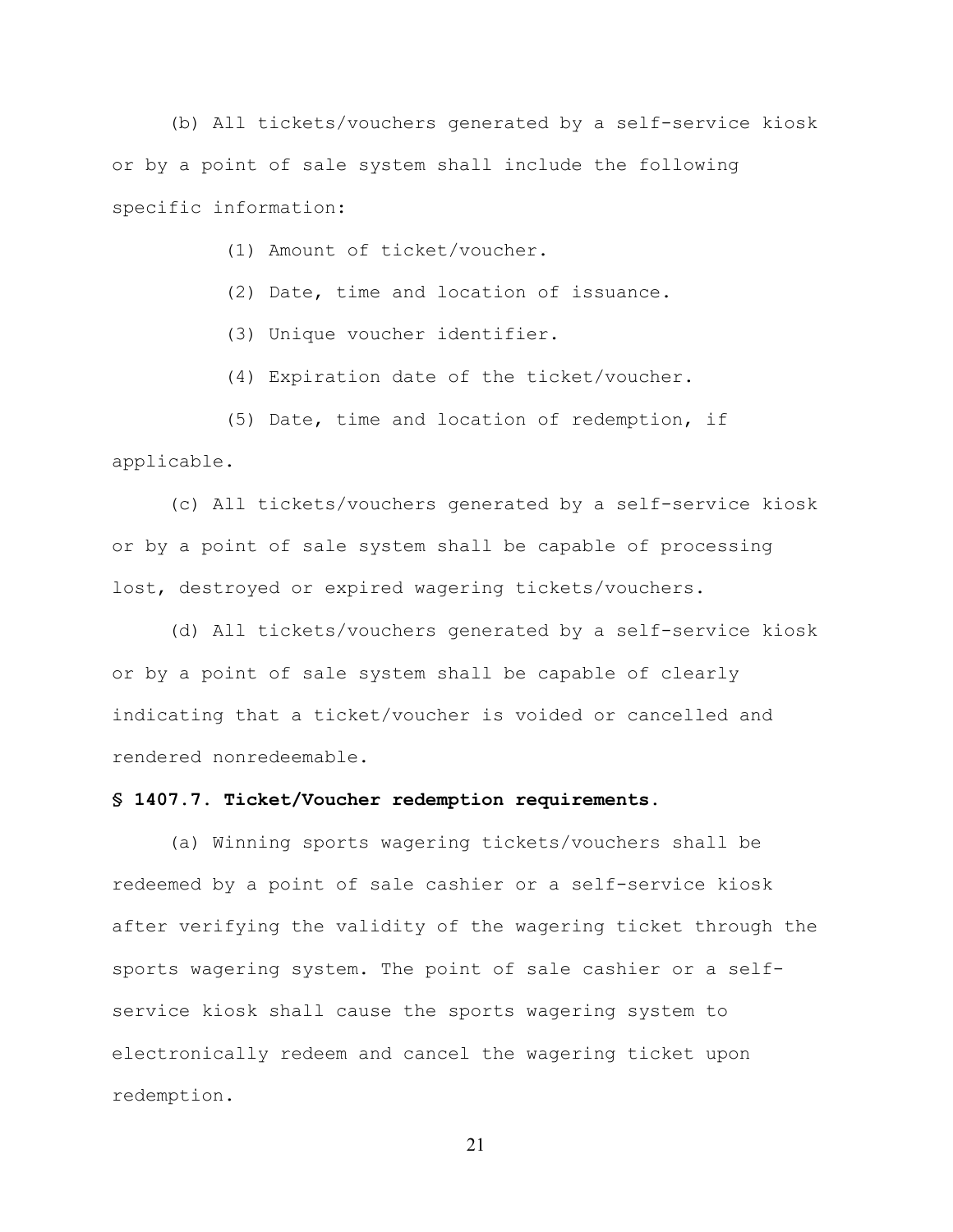(b) All tickets/vouchers generated by a self-service kiosk or by a point of sale system shall include the following specific information:

(1) Amount of ticket/voucher.

(2) Date, time and location of issuance.

(3) Unique voucher identifier.

(4) Expiration date of the ticket/voucher.

(5) Date, time and location of redemption, if applicable.

(c) All tickets/vouchers generated by a self-service kiosk or by a point of sale system shall be capable of processing lost, destroyed or expired wagering tickets/vouchers.

(d) All tickets/vouchers generated by a self-service kiosk or by a point of sale system shall be capable of clearly indicating that a ticket/voucher is voided or cancelled and rendered nonredeemable.

**§ 1407.7. Ticket/Voucher redemption requirements.**

(a) Winning sports wagering tickets/vouchers shall be redeemed by a point of sale cashier or a self-service kiosk after verifying the validity of the wagering ticket through the sports wagering system. The point of sale cashier or a self-service kiosk shall cause the sports wagering system to electronically redeem and cancel the wagering ticket upon redemption.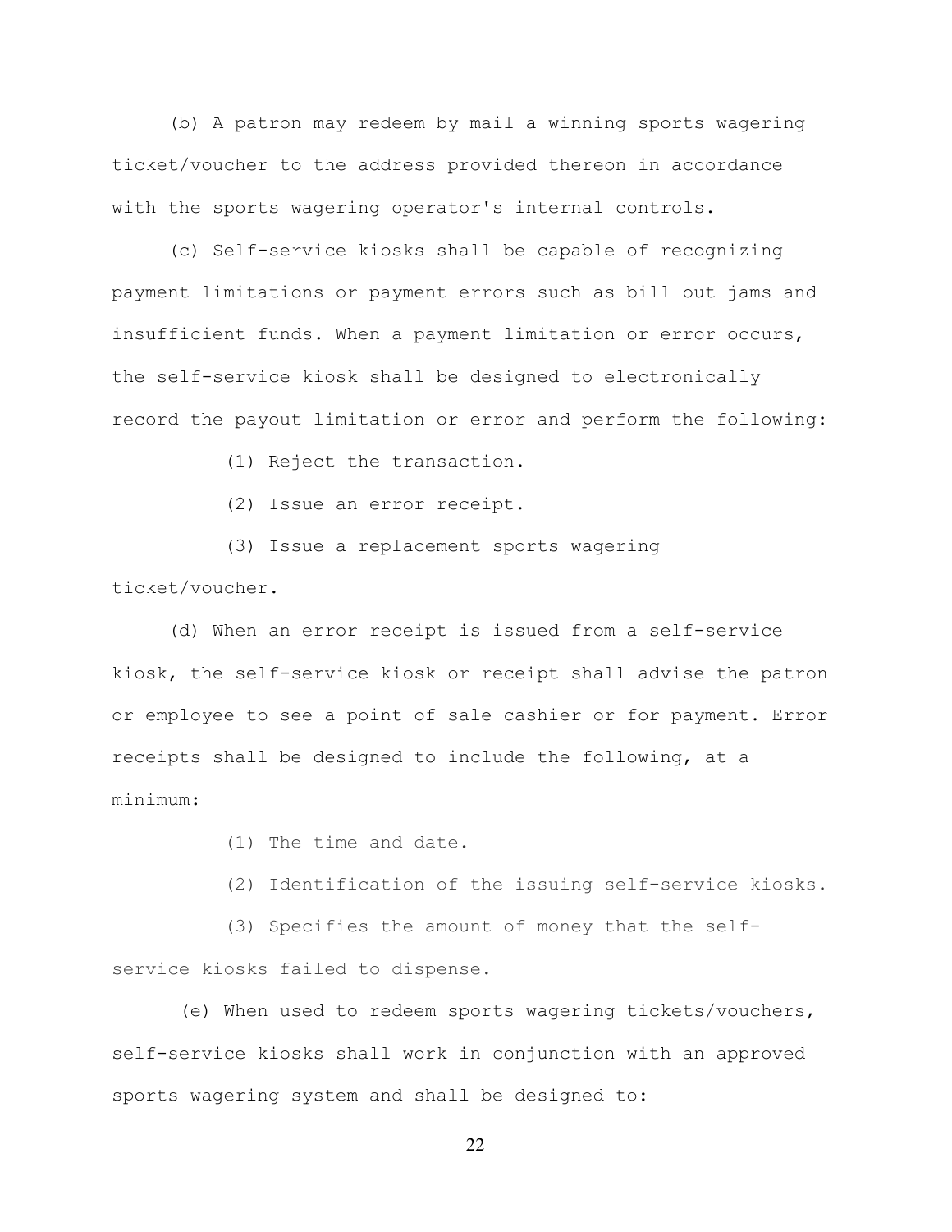(b) A patron may redeem by mail a winning sports wagering ticket/voucher to the address provided thereon in accordance with the sports wagering operator's internal controls.

(c) Self-service kiosks shall be capable of recognizing payment limitations or payment errors such as bill out jams and insufficient funds. When a payment limitation or error occurs, the self-service kiosk shall be designed to electronically record the payout limitation or error and perform the following:

(1) Reject the transaction.

(2) Issue an error receipt.

(3) Issue a replacement sports wagering ticket/voucher.

(d) When an error receipt is issued from a self-service kiosk, the self-service kiosk or receipt shall advise the patron or employee to see a point of sale cashier or for payment. Error receipts shall be designed to include the following, at a minimum:

(1) The time and date.

(2) Identification of the issuing self-service kiosks.

(3) Specifies the amount of money that the self-service kiosks failed to dispense.

(e) When used to redeem sports wagering tickets/vouchers, self-service kiosks shall work in conjunction with an approved sports wagering system and shall be designed to: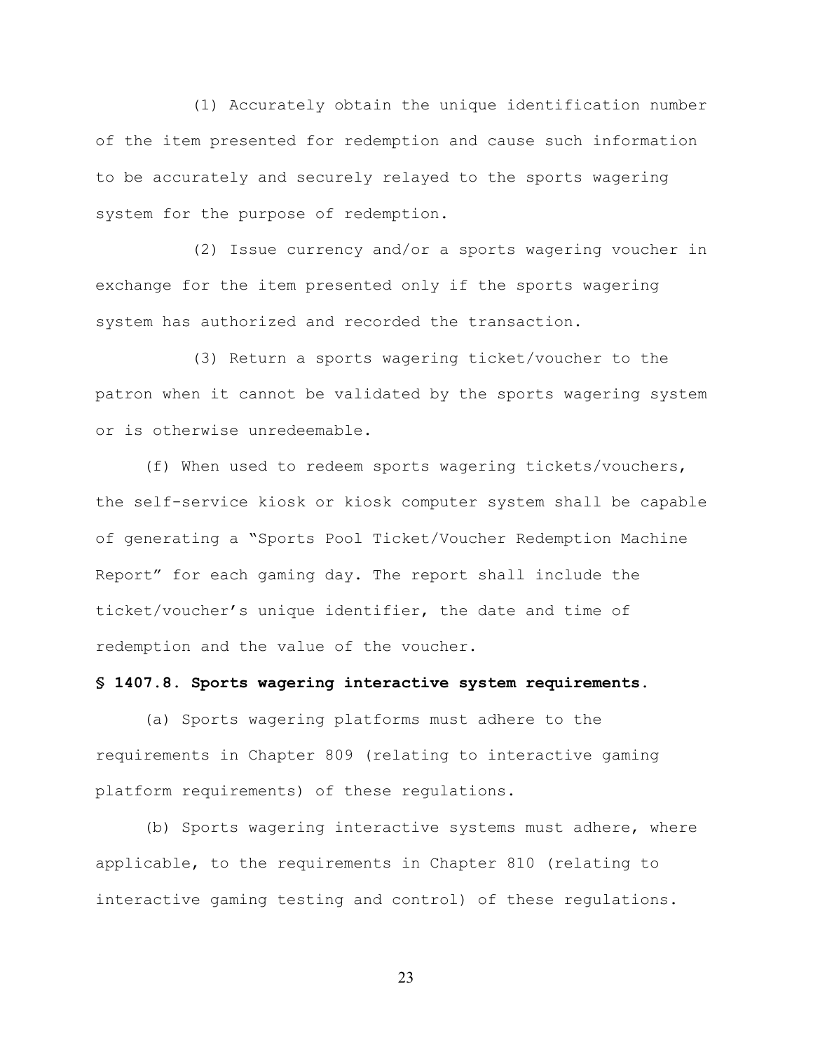(1) Accurately obtain the unique identification number of the item presented for redemption and cause such information to be accurately and securely relayed to the sports wagering system for the purpose of redemption.

(2) Issue currency and/or a sports wagering voucher in exchange for the item presented only if the sports wagering system has authorized and recorded the transaction.

(3) Return a sports wagering ticket/voucher to the patron when it cannot be validated by the sports wagering system or is otherwise unredeemable.

(f) When used to redeem sports wagering tickets/vouchers, the self-service kiosk or kiosk computer system shall be capable of generating a "Sports Pool Ticket/Voucher Redemption Machine Report" for each gaming day. The report shall include the ticket/voucher's unique identifier, the date and time of redemption and the value of the voucher.

**§ 1407.8. Sports wagering interactive system requirements.**

(a) Sports wagering platforms must adhere to the requirements in Chapter 809 (relating to interactive gaming platform requirements) of these regulations.

(b) Sports wagering interactive systems must adhere, where applicable, to the requirements in Chapter 810 (relating to interactive gaming testing and control) of these regulations.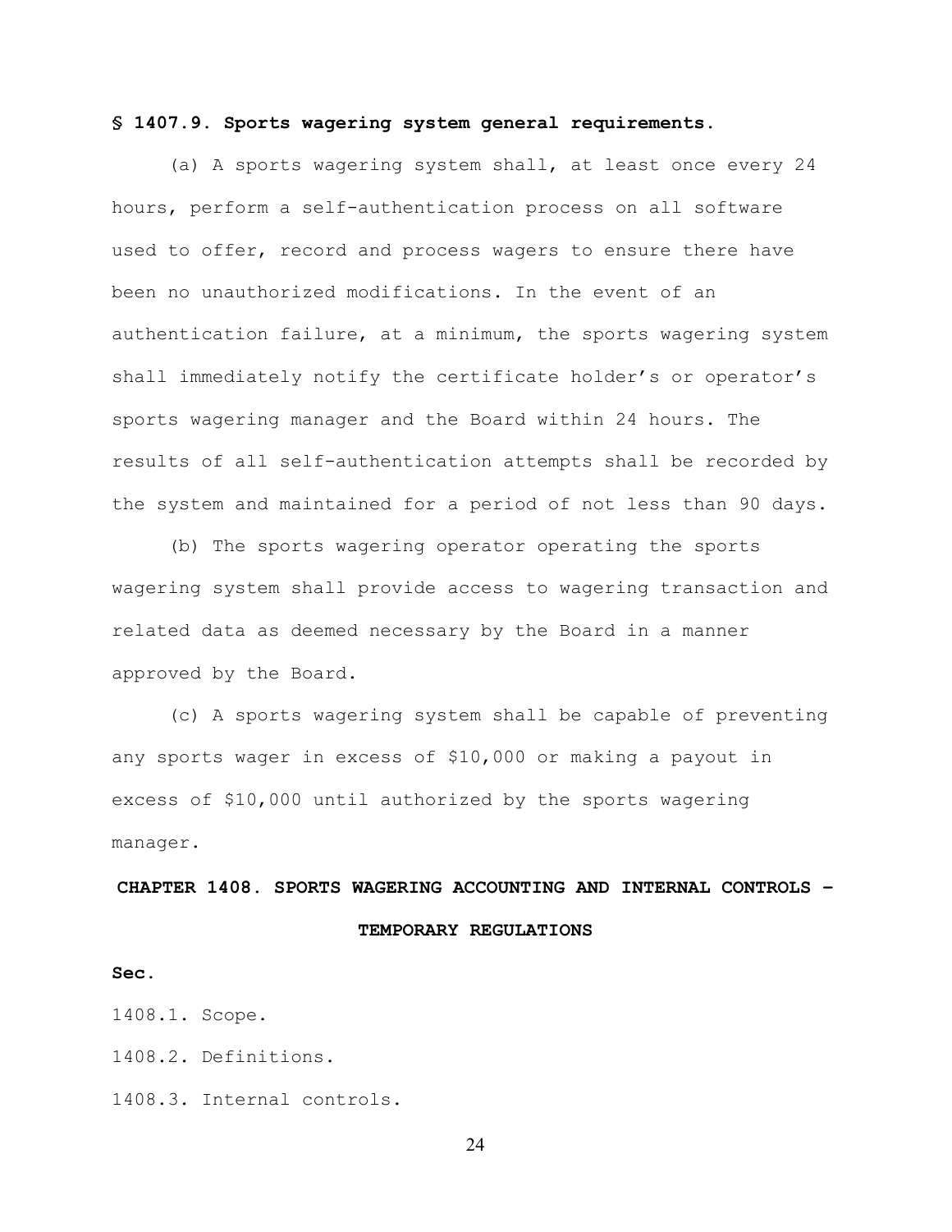**§ 1407.9. Sports wagering system general requirements.**

(a) A sports wagering system shall, at least once every 24 hours, perform a self-authentication process on all software used to offer, record and process wagers to ensure there have been no unauthorized modifications. In the event of an authentication failure, at a minimum, the sports wagering system shall immediately notify the certificate holder's or operator's sports wagering manager and the Board within 24 hours. The results of all self-authentication attempts shall be recorded by the system and maintained for a period of not less than 90 days.

(b) The sports wagering operator operating the sports wagering system shall provide access to wagering transaction and related data as deemed necessary by the Board in a manner approved by the Board.

(c) A sports wagering system shall be capable of preventing any sports wager in excess of $10,000 or making a payout in excess of $10,000 until authorized by the sports wagering manager.

## CHAPTER 1408. SPORTS WAGERING ACCOUNTING AND INTERNAL CONTROLS – TEMPORARY REGULATIONS

**Sec.**

1408.1. Scope.

1408.2. Definitions.

1408.3. Internal controls.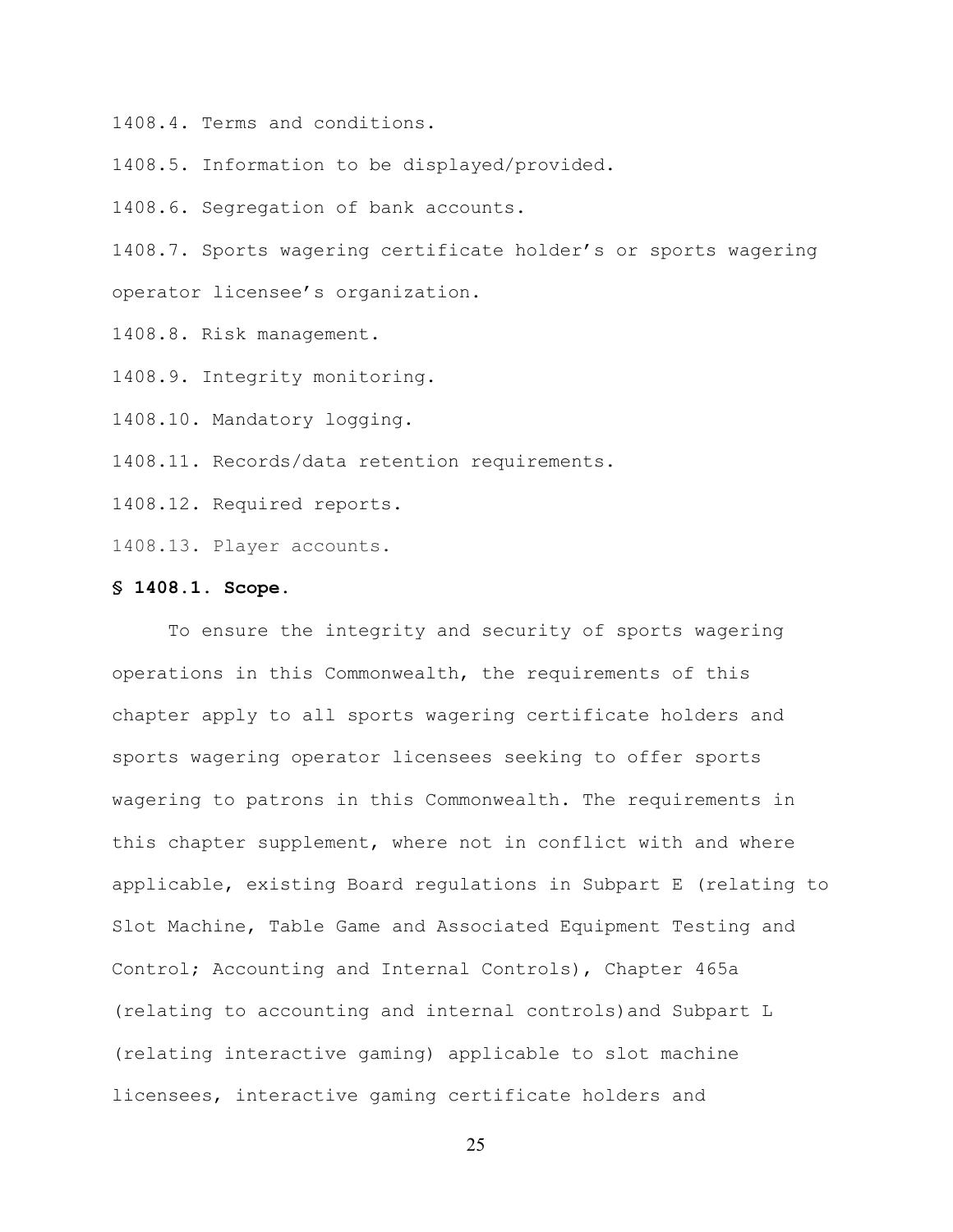1408.4. Terms and conditions.

1408.5. Information to be displayed/provided.

1408.6. Segregation of bank accounts.

1408.7. Sports wagering certificate holder's or sports wagering operator licensee's organization.

1408.8. Risk management.

1408.9. Integrity monitoring.

1408.10. Mandatory logging.

1408.11. Records/data retention requirements.

1408.12. Required reports.

1408.13. Player accounts.

**§ 1408.1. Scope.**

To ensure the integrity and security of sports wagering operations in this Commonwealth, the requirements of this chapter apply to all sports wagering certificate holders and sports wagering operator licensees seeking to offer sports wagering to patrons in this Commonwealth. The requirements in this chapter supplement, where not in conflict with and where applicable, existing Board regulations in Subpart E (relating to Slot Machine, Table Game and Associated Equipment Testing and Control; Accounting and Internal Controls), Chapter 465a (relating to accounting and internal controls)and Subpart L (relating interactive gaming) applicable to slot machine licensees, interactive gaming certificate holders and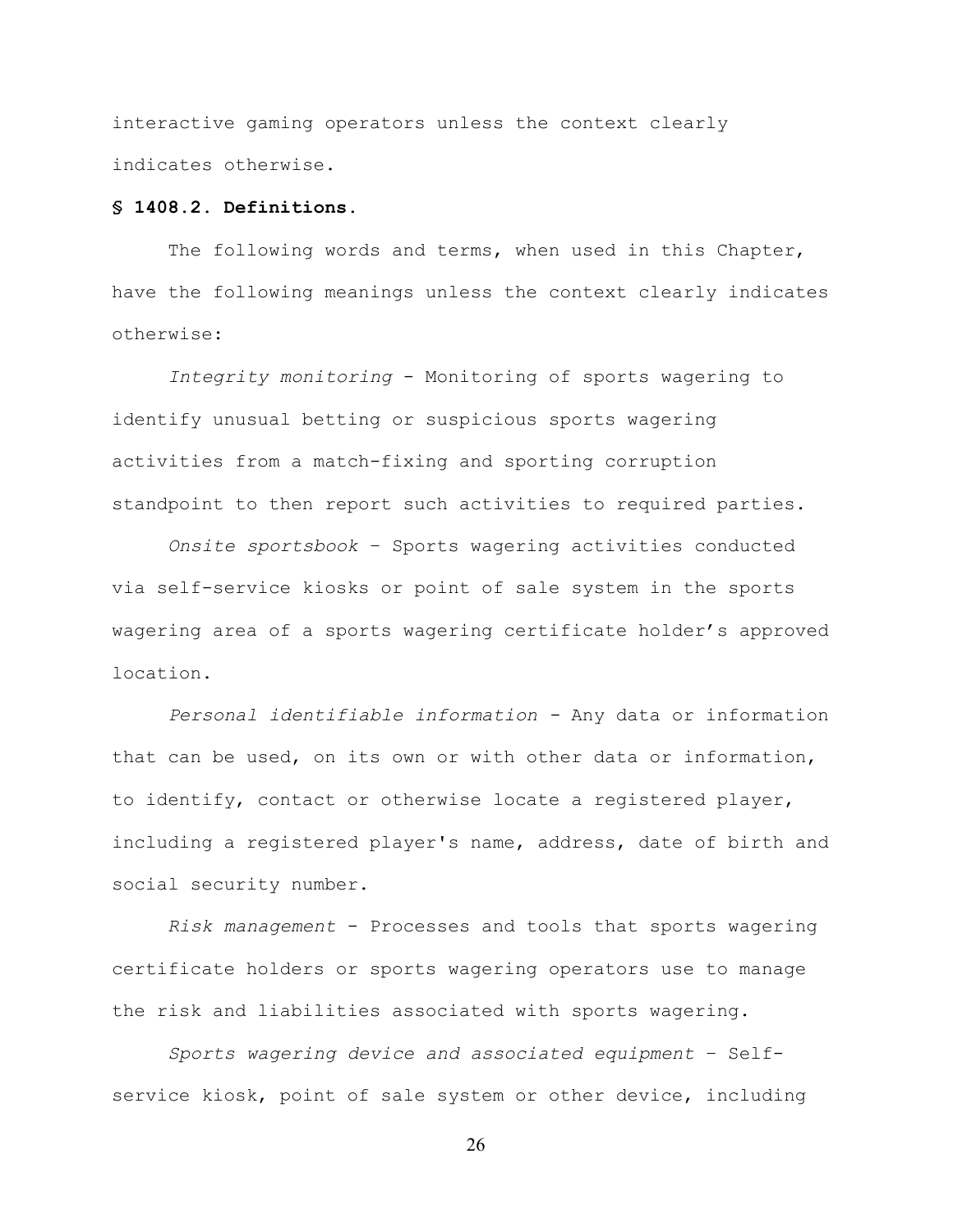interactive gaming operators unless the context clearly indicates otherwise.

**§ 1408.2. Definitions.**

The following words and terms, when used in this Chapter, have the following meanings unless the context clearly indicates otherwise:

*Integrity monitoring* - Monitoring of sports wagering to identify unusual betting or suspicious sports wagering activities from a match-fixing and sporting corruption standpoint to then report such activities to required parties.

*Onsite sportsbook* – Sports wagering activities conducted via self-service kiosks or point of sale system in the sports wagering area of a sports wagering certificate holder's approved location.

*Personal identifiable information* - Any data or information that can be used, on its own or with other data or information, to identify, contact or otherwise locate a registered player, including a registered player's name, address, date of birth and social security number.

*Risk management* - Processes and tools that sports wagering certificate holders or sports wagering operators use to manage the risk and liabilities associated with sports wagering.

*Sports wagering device and associated equipment* – Self-service kiosk, point of sale system or other device, including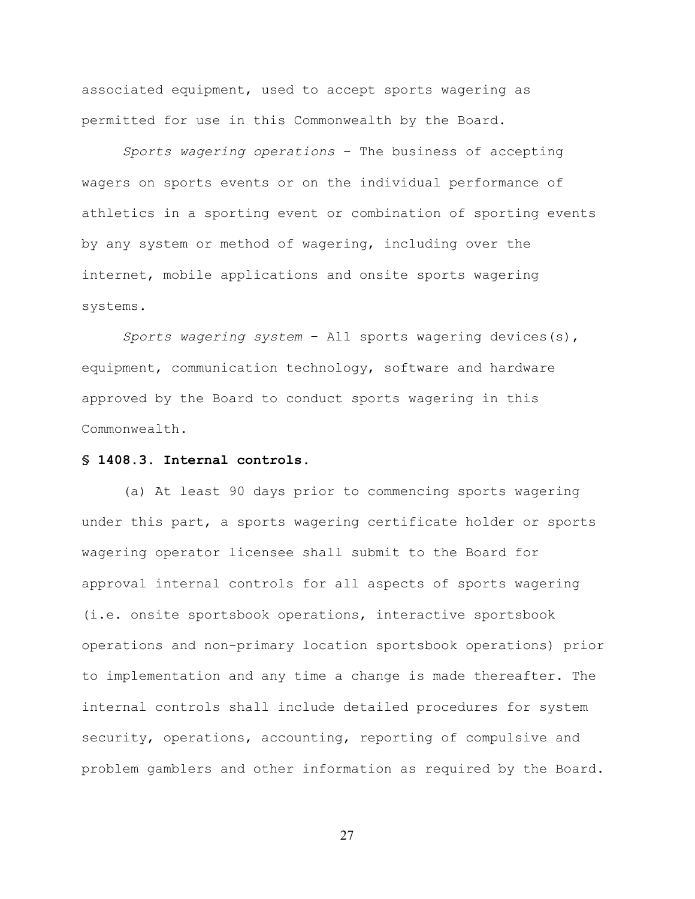associated equipment, used to accept sports wagering as permitted for use in this Commonwealth by the Board.

*Sports wagering operations* – The business of accepting wagers on sports events or on the individual performance of athletics in a sporting event or combination of sporting events by any system or method of wagering, including over the internet, mobile applications and onsite sports wagering systems.

*Sports wagering system* – All sports wagering devices(s), equipment, communication technology, software and hardware approved by the Board to conduct sports wagering in this Commonwealth.

**§ 1408.3. Internal controls.**

(a) At least 90 days prior to commencing sports wagering under this part, a sports wagering certificate holder or sports wagering operator licensee shall submit to the Board for approval internal controls for all aspects of sports wagering (i.e. onsite sportsbook operations, interactive sportsbook operations and non-primary location sportsbook operations) prior to implementation and any time a change is made thereafter. The internal controls shall include detailed procedures for system security, operations, accounting, reporting of compulsive and problem gamblers and other information as required by the Board.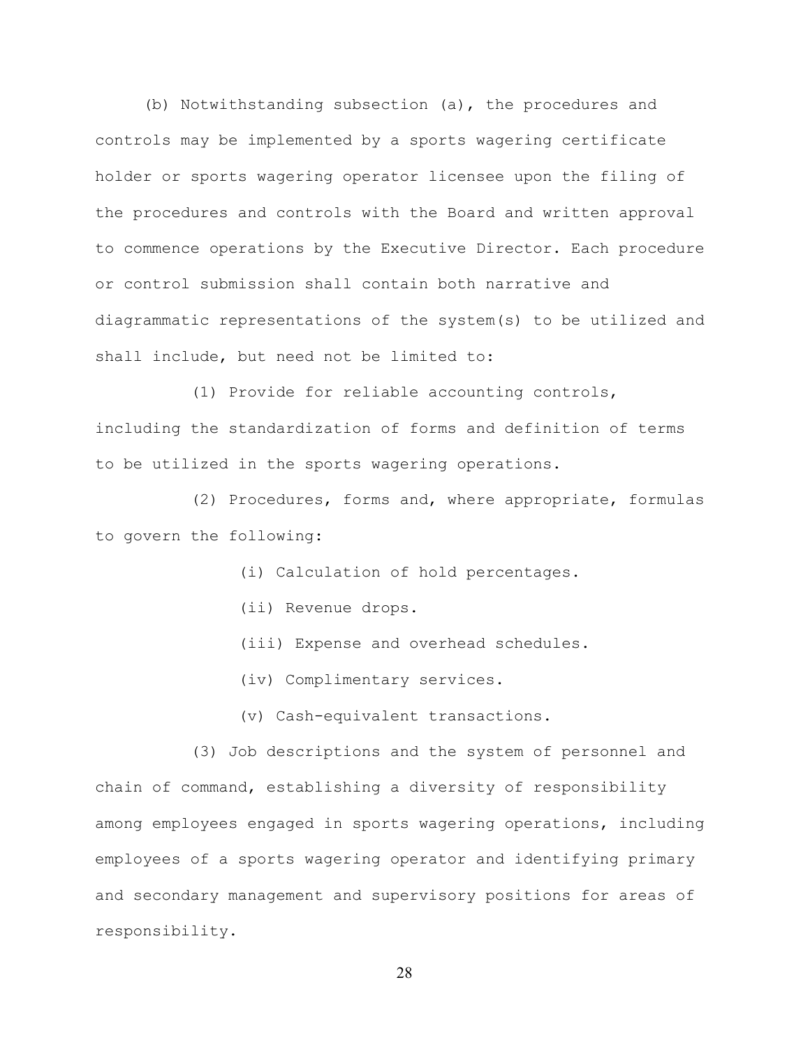(b) Notwithstanding subsection (a), the procedures and controls may be implemented by a sports wagering certificate holder or sports wagering operator licensee upon the filing of the procedures and controls with the Board and written approval to commence operations by the Executive Director. Each procedure or control submission shall contain both narrative and diagrammatic representations of the system(s) to be utilized and shall include, but need not be limited to:

(1) Provide for reliable accounting controls, including the standardization of forms and definition of terms to be utilized in the sports wagering operations.

(2) Procedures, forms and, where appropriate, formulas to govern the following:

(i) Calculation of hold percentages.

(ii) Revenue drops.

(iii) Expense and overhead schedules.

(iv) Complimentary services.

(v) Cash-equivalent transactions.

(3) Job descriptions and the system of personnel and chain of command, establishing a diversity of responsibility among employees engaged in sports wagering operations, including employees of a sports wagering operator and identifying primary and secondary management and supervisory positions for areas of responsibility.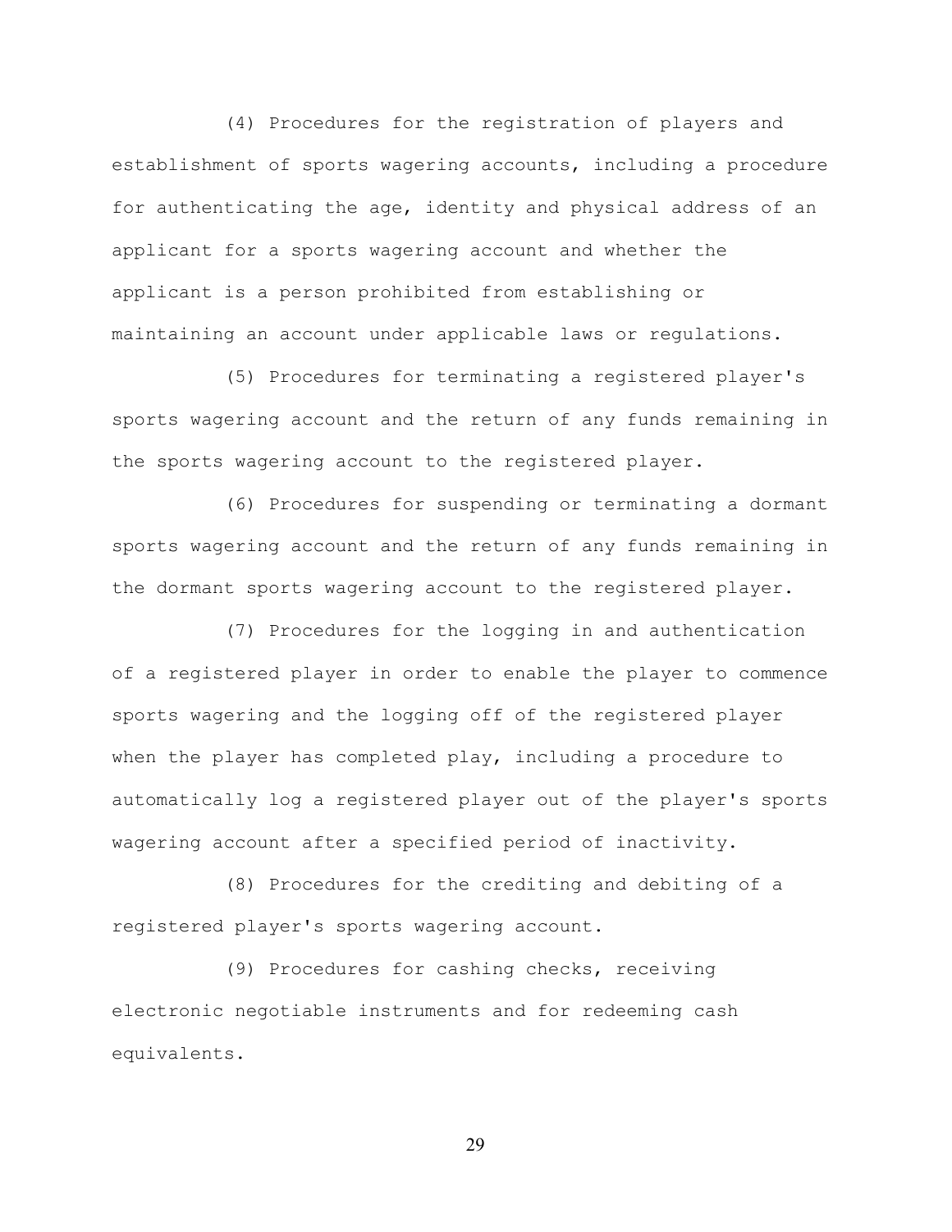(4) Procedures for the registration of players and establishment of sports wagering accounts, including a procedure for authenticating the age, identity and physical address of an applicant for a sports wagering account and whether the applicant is a person prohibited from establishing or maintaining an account under applicable laws or regulations.

(5) Procedures for terminating a registered player's sports wagering account and the return of any funds remaining in the sports wagering account to the registered player.

(6) Procedures for suspending or terminating a dormant sports wagering account and the return of any funds remaining in the dormant sports wagering account to the registered player.

(7) Procedures for the logging in and authentication of a registered player in order to enable the player to commence sports wagering and the logging off of the registered player when the player has completed play, including a procedure to automatically log a registered player out of the player's sports wagering account after a specified period of inactivity.

(8) Procedures for the crediting and debiting of a registered player's sports wagering account.

(9) Procedures for cashing checks, receiving electronic negotiable instruments and for redeeming cash equivalents.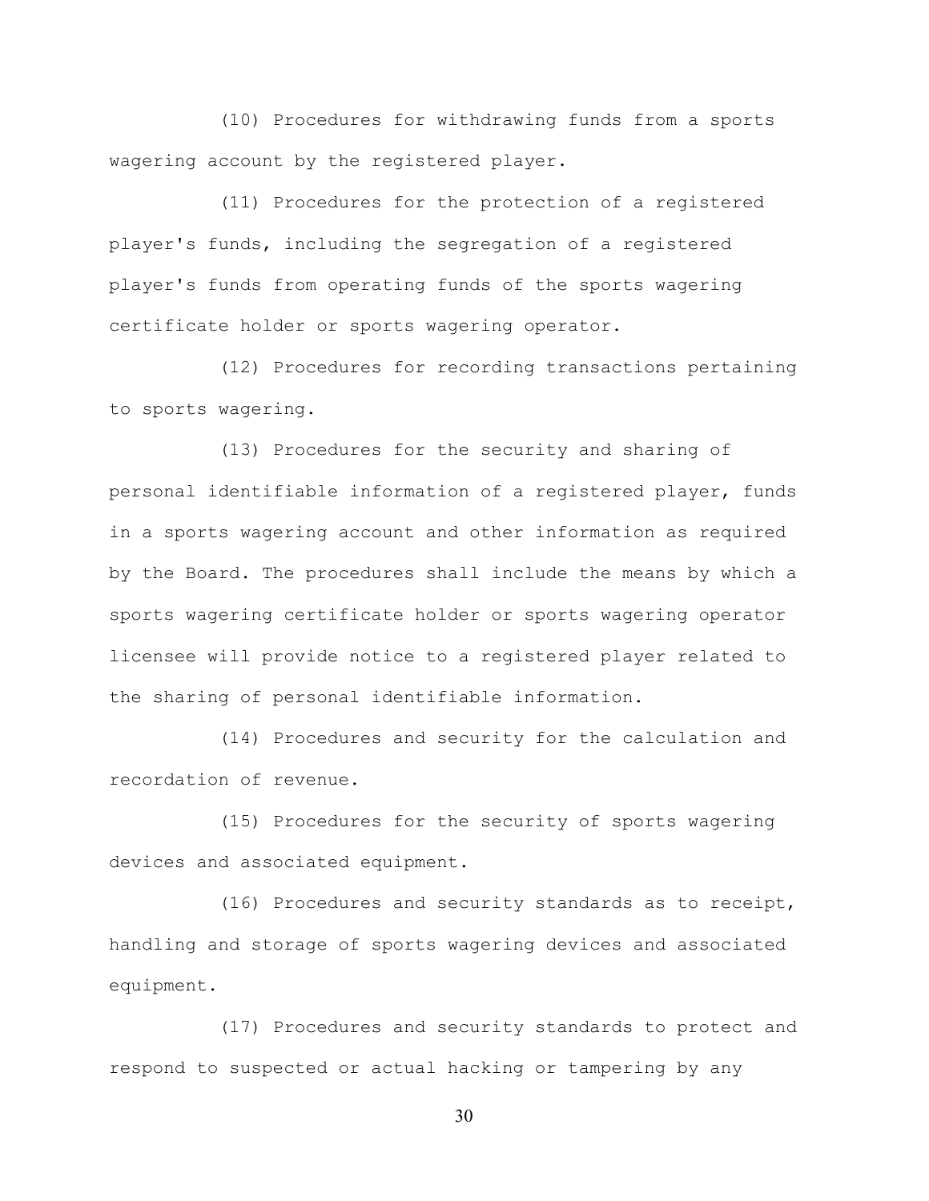(10) Procedures for withdrawing funds from a sports wagering account by the registered player.

(11) Procedures for the protection of a registered player's funds, including the segregation of a registered player's funds from operating funds of the sports wagering certificate holder or sports wagering operator.

(12) Procedures for recording transactions pertaining to sports wagering.

(13) Procedures for the security and sharing of personal identifiable information of a registered player, funds in a sports wagering account and other information as required by the Board. The procedures shall include the means by which a sports wagering certificate holder or sports wagering operator licensee will provide notice to a registered player related to the sharing of personal identifiable information.

(14) Procedures and security for the calculation and recordation of revenue.

(15) Procedures for the security of sports wagering devices and associated equipment.

(16) Procedures and security standards as to receipt, handling and storage of sports wagering devices and associated equipment.

(17) Procedures and security standards to protect and respond to suspected or actual hacking or tampering by any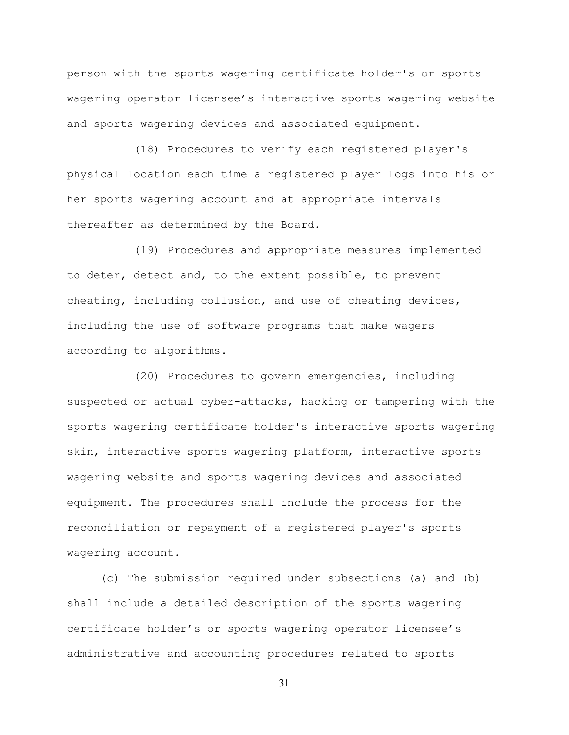person with the sports wagering certificate holder's or sports wagering operator licensee's interactive sports wagering website and sports wagering devices and associated equipment.

(18) Procedures to verify each registered player's physical location each time a registered player logs into his or her sports wagering account and at appropriate intervals thereafter as determined by the Board.

(19) Procedures and appropriate measures implemented to deter, detect and, to the extent possible, to prevent cheating, including collusion, and use of cheating devices, including the use of software programs that make wagers according to algorithms.

(20) Procedures to govern emergencies, including suspected or actual cyber-attacks, hacking or tampering with the sports wagering certificate holder's interactive sports wagering skin, interactive sports wagering platform, interactive sports wagering website and sports wagering devices and associated equipment. The procedures shall include the process for the reconciliation or repayment of a registered player's sports wagering account.

(c) The submission required under subsections (a) and (b) shall include a detailed description of the sports wagering certificate holder's or sports wagering operator licensee's administrative and accounting procedures related to sports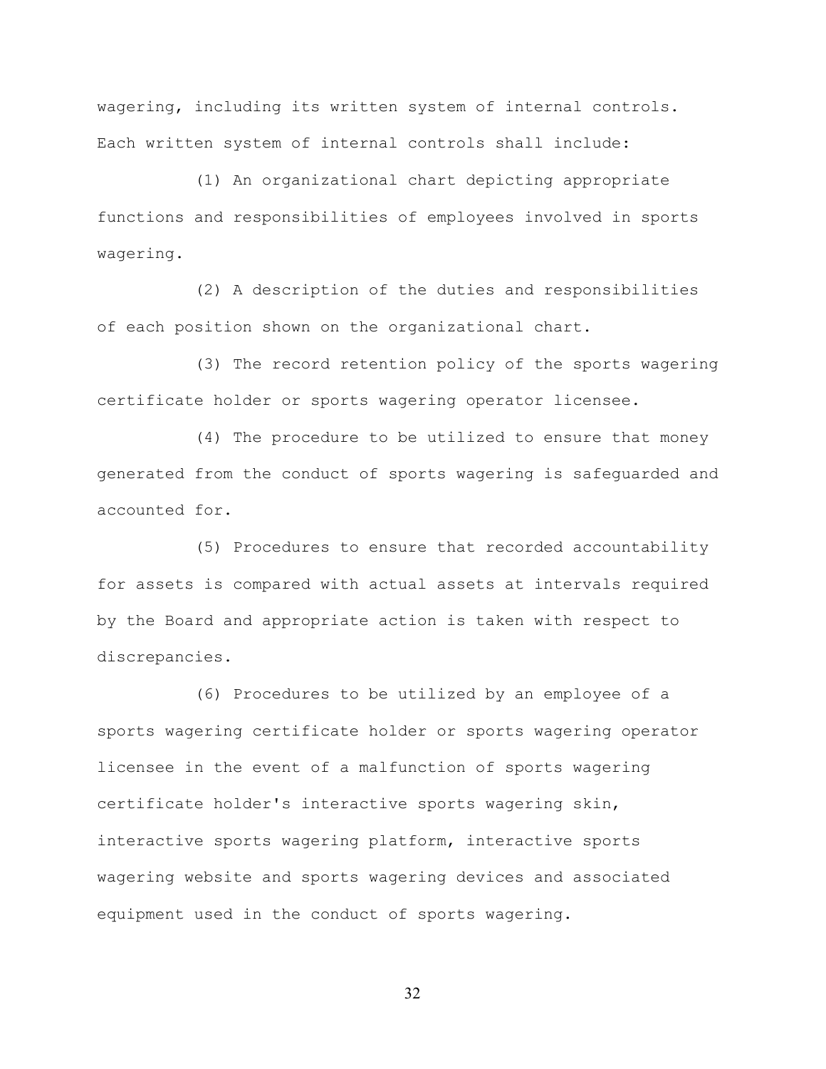wagering, including its written system of internal controls. Each written system of internal controls shall include:

(1) An organizational chart depicting appropriate functions and responsibilities of employees involved in sports wagering.

(2) A description of the duties and responsibilities of each position shown on the organizational chart.

(3) The record retention policy of the sports wagering certificate holder or sports wagering operator licensee.

(4) The procedure to be utilized to ensure that money generated from the conduct of sports wagering is safeguarded and accounted for.

(5) Procedures to ensure that recorded accountability for assets is compared with actual assets at intervals required by the Board and appropriate action is taken with respect to discrepancies.

(6) Procedures to be utilized by an employee of a sports wagering certificate holder or sports wagering operator licensee in the event of a malfunction of sports wagering certificate holder's interactive sports wagering skin, interactive sports wagering platform, interactive sports wagering website and sports wagering devices and associated equipment used in the conduct of sports wagering.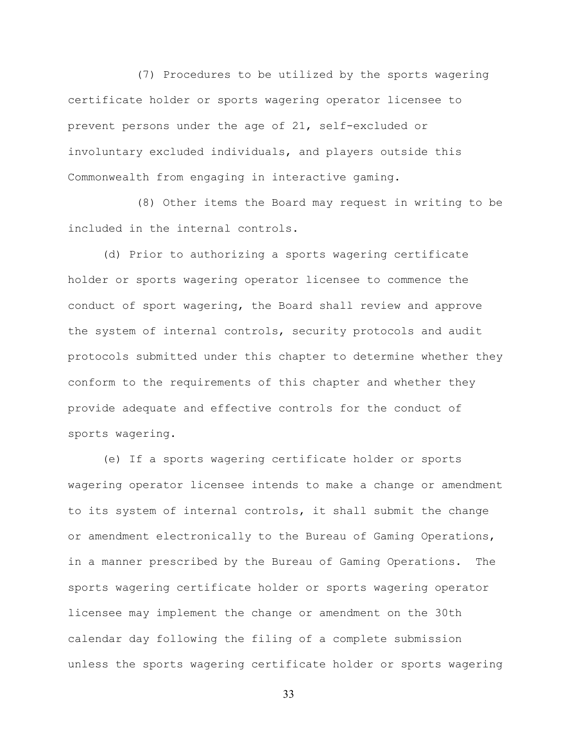(7) Procedures to be utilized by the sports wagering certificate holder or sports wagering operator licensee to prevent persons under the age of 21, self-excluded or involuntary excluded individuals, and players outside this Commonwealth from engaging in interactive gaming.

(8) Other items the Board may request in writing to be included in the internal controls.

(d) Prior to authorizing a sports wagering certificate holder or sports wagering operator licensee to commence the conduct of sport wagering, the Board shall review and approve the system of internal controls, security protocols and audit protocols submitted under this chapter to determine whether they conform to the requirements of this chapter and whether they provide adequate and effective controls for the conduct of sports wagering.

(e) If a sports wagering certificate holder or sports wagering operator licensee intends to make a change or amendment to its system of internal controls, it shall submit the change or amendment electronically to the Bureau of Gaming Operations, in a manner prescribed by the Bureau of Gaming Operations. The sports wagering certificate holder or sports wagering operator licensee may implement the change or amendment on the 30th calendar day following the filing of a complete submission unless the sports wagering certificate holder or sports wagering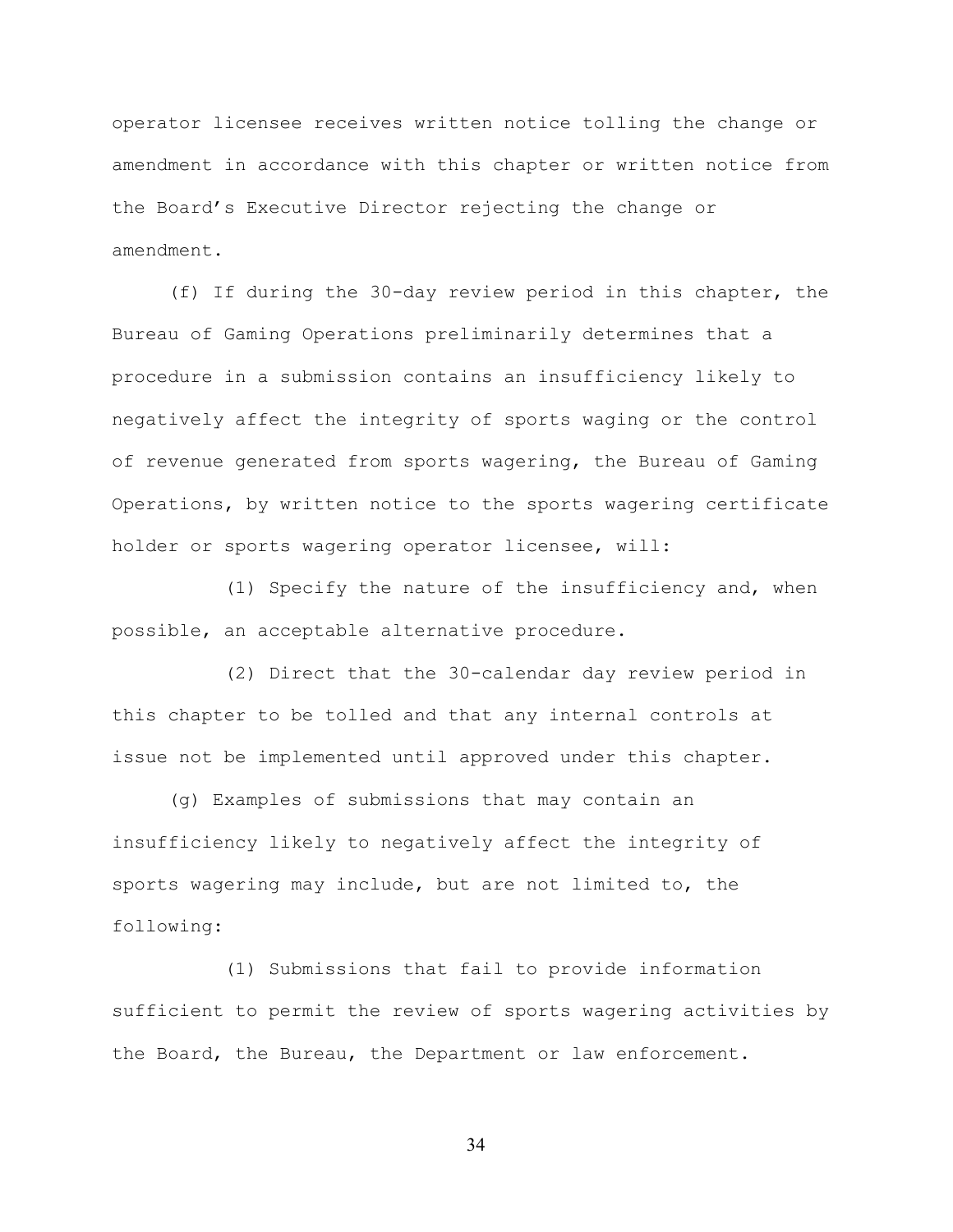operator licensee receives written notice tolling the change or amendment in accordance with this chapter or written notice from the Board's Executive Director rejecting the change or amendment.

(f) If during the 30-day review period in this chapter, the Bureau of Gaming Operations preliminarily determines that a procedure in a submission contains an insufficiency likely to negatively affect the integrity of sports waging or the control of revenue generated from sports wagering, the Bureau of Gaming Operations, by written notice to the sports wagering certificate holder or sports wagering operator licensee, will:

(1) Specify the nature of the insufficiency and, when possible, an acceptable alternative procedure.

(2) Direct that the 30-calendar day review period in this chapter to be tolled and that any internal controls at issue not be implemented until approved under this chapter.

(g) Examples of submissions that may contain an insufficiency likely to negatively affect the integrity of sports wagering may include, but are not limited to, the following:

(1) Submissions that fail to provide information sufficient to permit the review of sports wagering activities by the Board, the Bureau, the Department or law enforcement.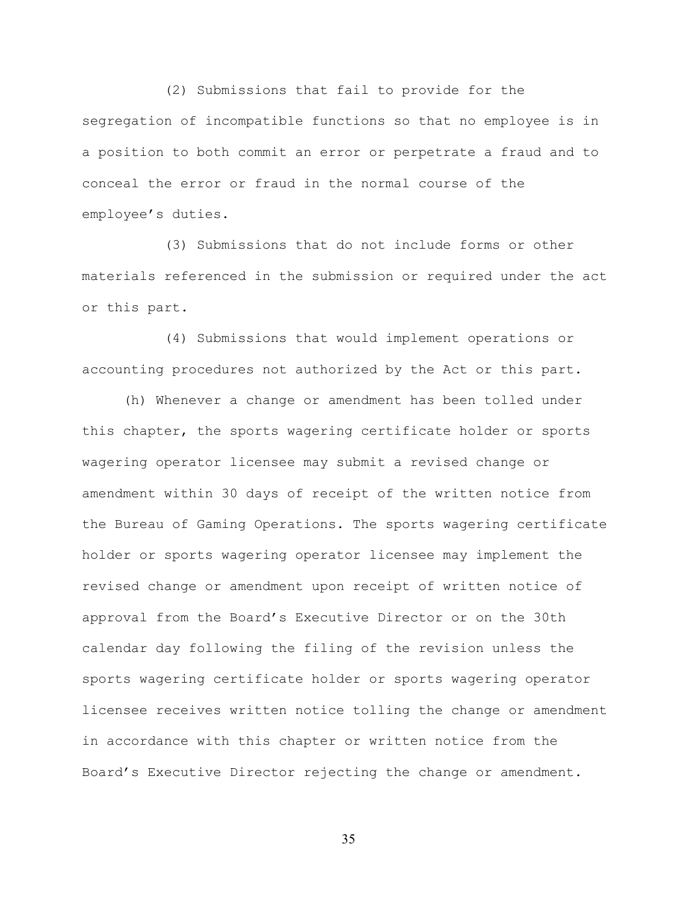(2) Submissions that fail to provide for the segregation of incompatible functions so that no employee is in a position to both commit an error or perpetrate a fraud and to conceal the error or fraud in the normal course of the employee's duties.

(3) Submissions that do not include forms or other materials referenced in the submission or required under the act or this part.

(4) Submissions that would implement operations or accounting procedures not authorized by the Act or this part.

(h) Whenever a change or amendment has been tolled under this chapter, the sports wagering certificate holder or sports wagering operator licensee may submit a revised change or amendment within 30 days of receipt of the written notice from the Bureau of Gaming Operations. The sports wagering certificate holder or sports wagering operator licensee may implement the revised change or amendment upon receipt of written notice of approval from the Board's Executive Director or on the 30th calendar day following the filing of the revision unless the sports wagering certificate holder or sports wagering operator licensee receives written notice tolling the change or amendment in accordance with this chapter or written notice from the Board's Executive Director rejecting the change or amendment.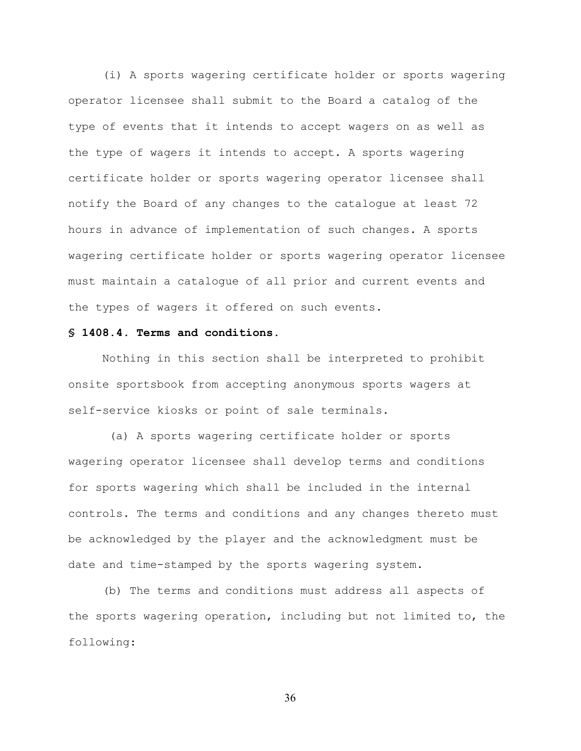(i) A sports wagering certificate holder or sports wagering operator licensee shall submit to the Board a catalog of the type of events that it intends to accept wagers on as well as the type of wagers it intends to accept. A sports wagering certificate holder or sports wagering operator licensee shall notify the Board of any changes to the catalogue at least 72 hours in advance of implementation of such changes. A sports wagering certificate holder or sports wagering operator licensee must maintain a catalogue of all prior and current events and the types of wagers it offered on such events.

**§ 1408.4. Terms and conditions.**

Nothing in this section shall be interpreted to prohibit onsite sportsbook from accepting anonymous sports wagers at self-service kiosks or point of sale terminals.

(a) A sports wagering certificate holder or sports wagering operator licensee shall develop terms and conditions for sports wagering which shall be included in the internal controls. The terms and conditions and any changes thereto must be acknowledged by the player and the acknowledgment must be date and time-stamped by the sports wagering system.

(b) The terms and conditions must address all aspects of the sports wagering operation, including but not limited to, the following: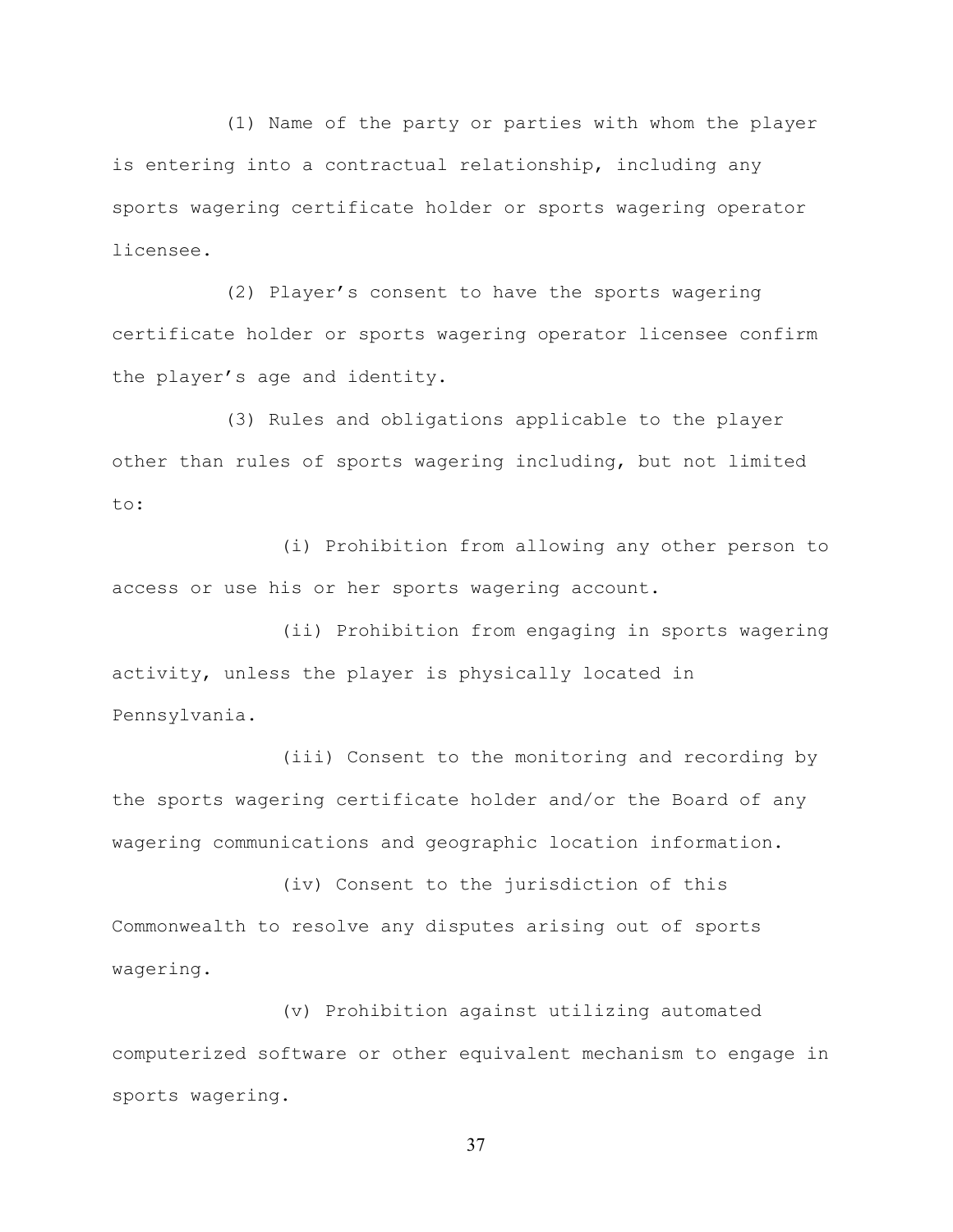(1) Name of the party or parties with whom the player is entering into a contractual relationship, including any sports wagering certificate holder or sports wagering operator licensee.

(2) Player's consent to have the sports wagering certificate holder or sports wagering operator licensee confirm the player's age and identity.

(3) Rules and obligations applicable to the player other than rules of sports wagering including, but not limited to:

(i) Prohibition from allowing any other person to access or use his or her sports wagering account.

(ii) Prohibition from engaging in sports wagering activity, unless the player is physically located in Pennsylvania.

(iii) Consent to the monitoring and recording by the sports wagering certificate holder and/or the Board of any wagering communications and geographic location information.

(iv) Consent to the jurisdiction of this Commonwealth to resolve any disputes arising out of sports wagering.

(v) Prohibition against utilizing automated computerized software or other equivalent mechanism to engage in sports wagering.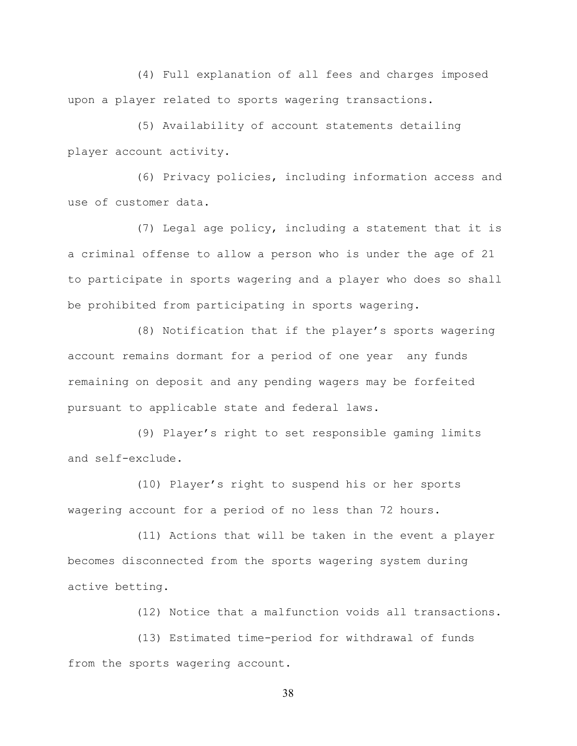(4) Full explanation of all fees and charges imposed upon a player related to sports wagering transactions.

(5) Availability of account statements detailing player account activity.

(6) Privacy policies, including information access and use of customer data.

(7) Legal age policy, including a statement that it is a criminal offense to allow a person who is under the age of 21 to participate in sports wagering and a player who does so shall be prohibited from participating in sports wagering.

(8) Notification that if the player's sports wagering account remains dormant for a period of one year any funds remaining on deposit and any pending wagers may be forfeited pursuant to applicable state and federal laws.

(9) Player's right to set responsible gaming limits and self-exclude.

(10) Player's right to suspend his or her sports wagering account for a period of no less than 72 hours.

(11) Actions that will be taken in the event a player becomes disconnected from the sports wagering system during active betting.

(12) Notice that a malfunction voids all transactions.

(13) Estimated time-period for withdrawal of funds from the sports wagering account.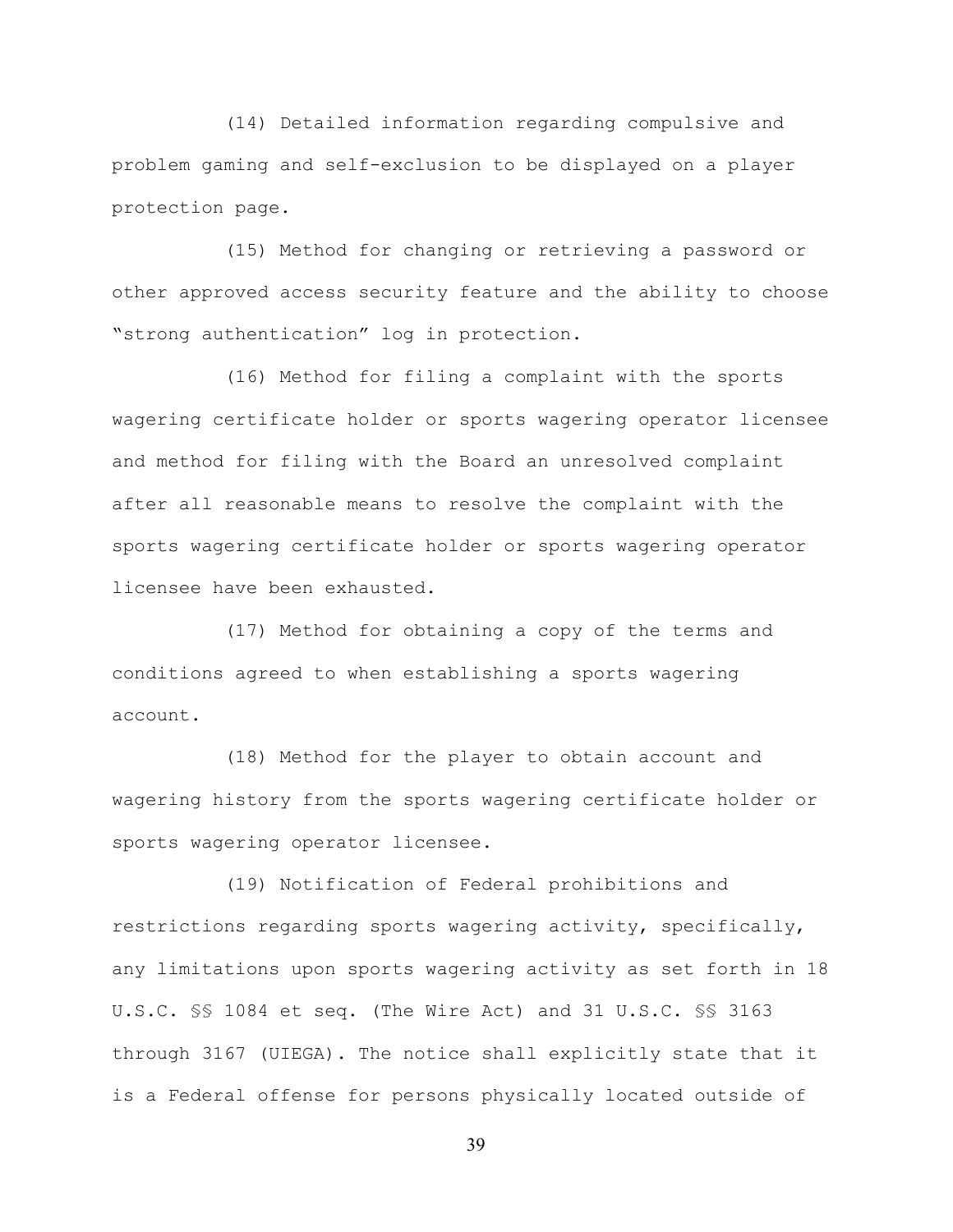(14) Detailed information regarding compulsive and problem gaming and self-exclusion to be displayed on a player protection page.

(15) Method for changing or retrieving a password or other approved access security feature and the ability to choose "strong authentication" log in protection.

(16) Method for filing a complaint with the sports wagering certificate holder or sports wagering operator licensee and method for filing with the Board an unresolved complaint after all reasonable means to resolve the complaint with the sports wagering certificate holder or sports wagering operator licensee have been exhausted.

(17) Method for obtaining a copy of the terms and conditions agreed to when establishing a sports wagering account.

(18) Method for the player to obtain account and wagering history from the sports wagering certificate holder or sports wagering operator licensee.

(19) Notification of Federal prohibitions and restrictions regarding sports wagering activity, specifically, any limitations upon sports wagering activity as set forth in 18 U.S.C. §§ 1084 et seq. (The Wire Act) and 31 U.S.C. §§ 3163 through 3167 (UIEGA). The notice shall explicitly state that it is a Federal offense for persons physically located outside of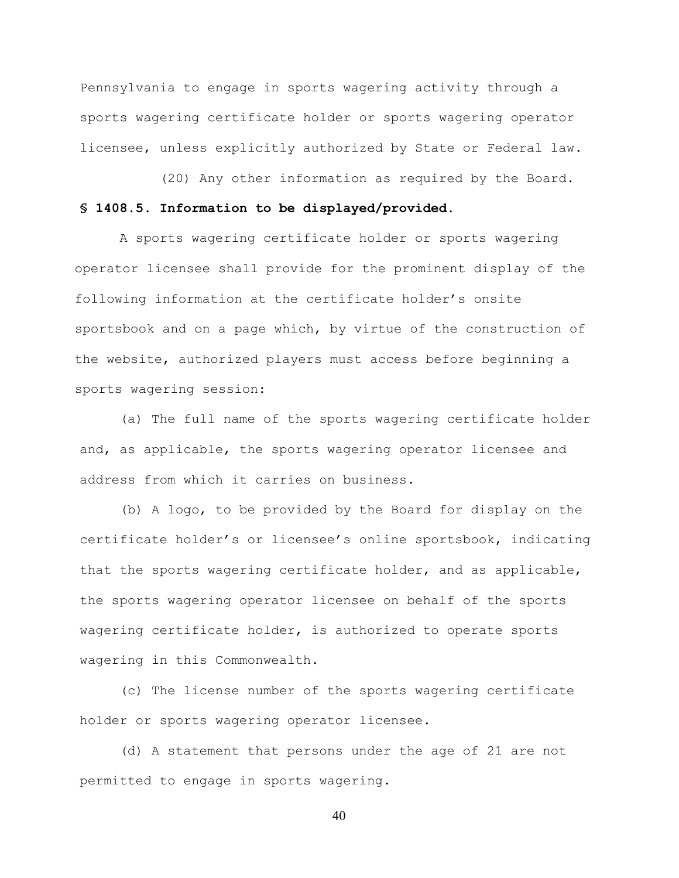Pennsylvania to engage in sports wagering activity through a sports wagering certificate holder or sports wagering operator licensee, unless explicitly authorized by State or Federal law.

(20) Any other information as required by the Board.

**§ 1408.5. Information to be displayed/provided.**

A sports wagering certificate holder or sports wagering operator licensee shall provide for the prominent display of the following information at the certificate holder's onsite sportsbook and on a page which, by virtue of the construction of the website, authorized players must access before beginning a sports wagering session:

(a) The full name of the sports wagering certificate holder and, as applicable, the sports wagering operator licensee and address from which it carries on business.

(b) A logo, to be provided by the Board for display on the certificate holder's or licensee's online sportsbook, indicating that the sports wagering certificate holder, and as applicable, the sports wagering operator licensee on behalf of the sports wagering certificate holder, is authorized to operate sports wagering in this Commonwealth.

(c) The license number of the sports wagering certificate holder or sports wagering operator licensee.

(d) A statement that persons under the age of 21 are not permitted to engage in sports wagering.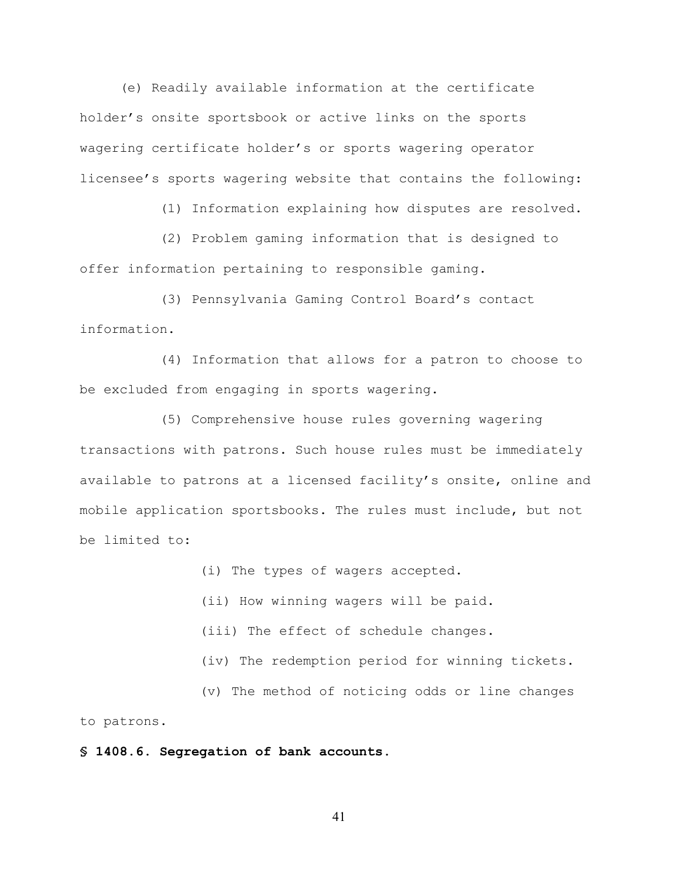(e) Readily available information at the certificate holder's onsite sportsbook or active links on the sports wagering certificate holder's or sports wagering operator licensee's sports wagering website that contains the following:

(1) Information explaining how disputes are resolved.

(2) Problem gaming information that is designed to offer information pertaining to responsible gaming.

(3) Pennsylvania Gaming Control Board's contact information.

(4) Information that allows for a patron to choose to be excluded from engaging in sports wagering.

(5) Comprehensive house rules governing wagering transactions with patrons. Such house rules must be immediately available to patrons at a licensed facility's onsite, online and mobile application sportsbooks. The rules must include, but not be limited to:

(i) The types of wagers accepted.

(ii) How winning wagers will be paid.

(iii) The effect of schedule changes.

(iv) The redemption period for winning tickets.

(v) The method of noticing odds or line changes to patrons.

**§ 1408.6. Segregation of bank accounts.**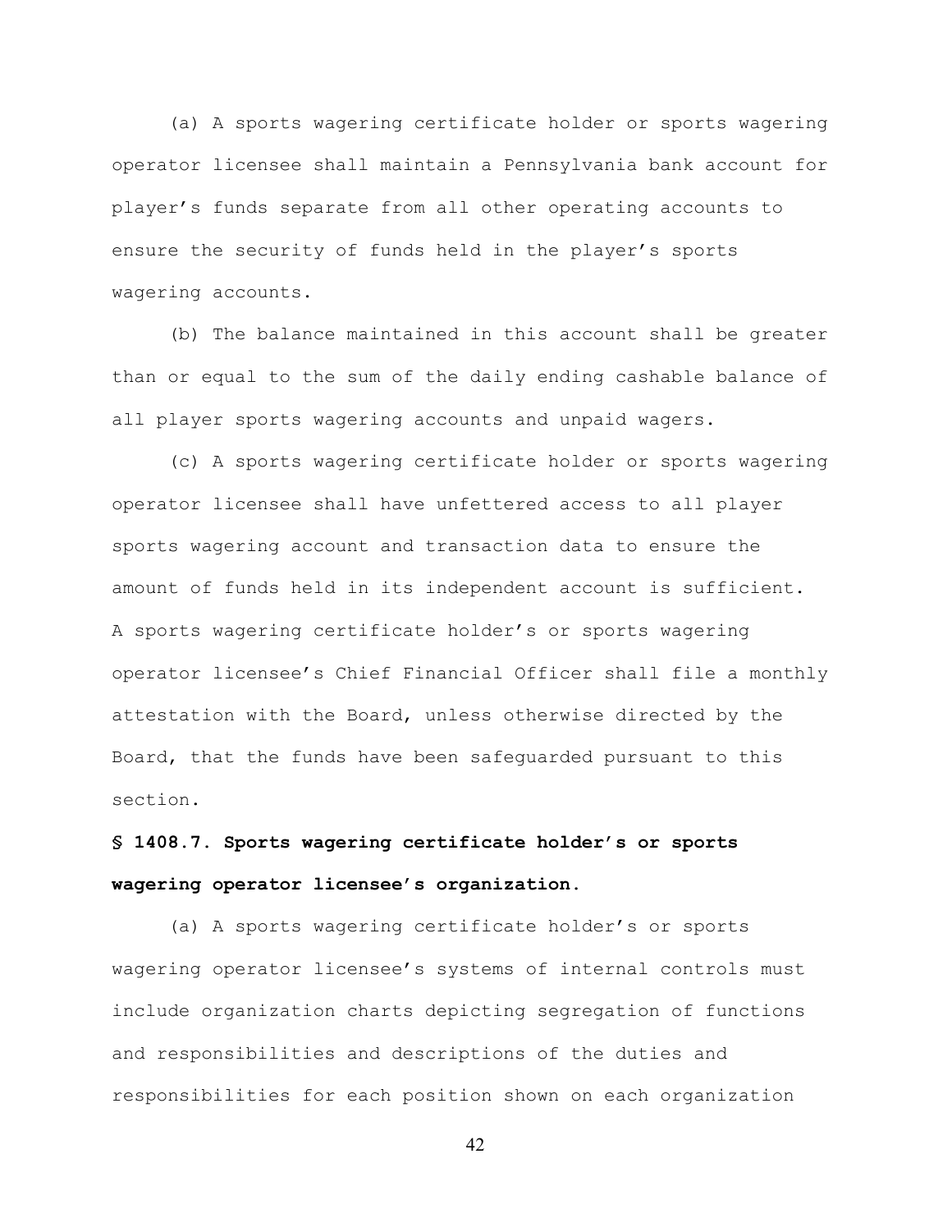(a) A sports wagering certificate holder or sports wagering operator licensee shall maintain a Pennsylvania bank account for player's funds separate from all other operating accounts to ensure the security of funds held in the player's sports wagering accounts.

(b) The balance maintained in this account shall be greater than or equal to the sum of the daily ending cashable balance of all player sports wagering accounts and unpaid wagers.

(c) A sports wagering certificate holder or sports wagering operator licensee shall have unfettered access to all player sports wagering account and transaction data to ensure the amount of funds held in its independent account is sufficient. A sports wagering certificate holder's or sports wagering operator licensee's Chief Financial Officer shall file a monthly attestation with the Board, unless otherwise directed by the Board, that the funds have been safeguarded pursuant to this section.

**§ 1408.7. Sports wagering certificate holder's or sports wagering operator licensee's organization.**

(a) A sports wagering certificate holder's or sports wagering operator licensee's systems of internal controls must include organization charts depicting segregation of functions and responsibilities and descriptions of the duties and responsibilities for each position shown on each organization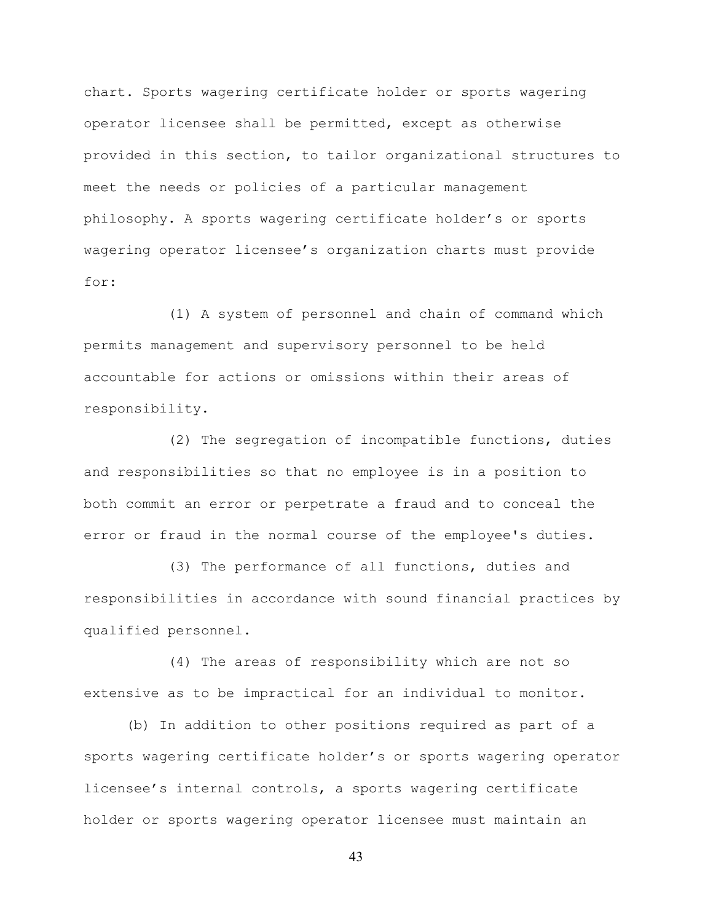chart. Sports wagering certificate holder or sports wagering operator licensee shall be permitted, except as otherwise provided in this section, to tailor organizational structures to meet the needs or policies of a particular management philosophy. A sports wagering certificate holder's or sports wagering operator licensee's organization charts must provide for:

(1) A system of personnel and chain of command which permits management and supervisory personnel to be held accountable for actions or omissions within their areas of responsibility.

(2) The segregation of incompatible functions, duties and responsibilities so that no employee is in a position to both commit an error or perpetrate a fraud and to conceal the error or fraud in the normal course of the employee's duties.

(3) The performance of all functions, duties and responsibilities in accordance with sound financial practices by qualified personnel.

(4) The areas of responsibility which are not so extensive as to be impractical for an individual to monitor.

(b) In addition to other positions required as part of a sports wagering certificate holder's or sports wagering operator licensee's internal controls, a sports wagering certificate holder or sports wagering operator licensee must maintain an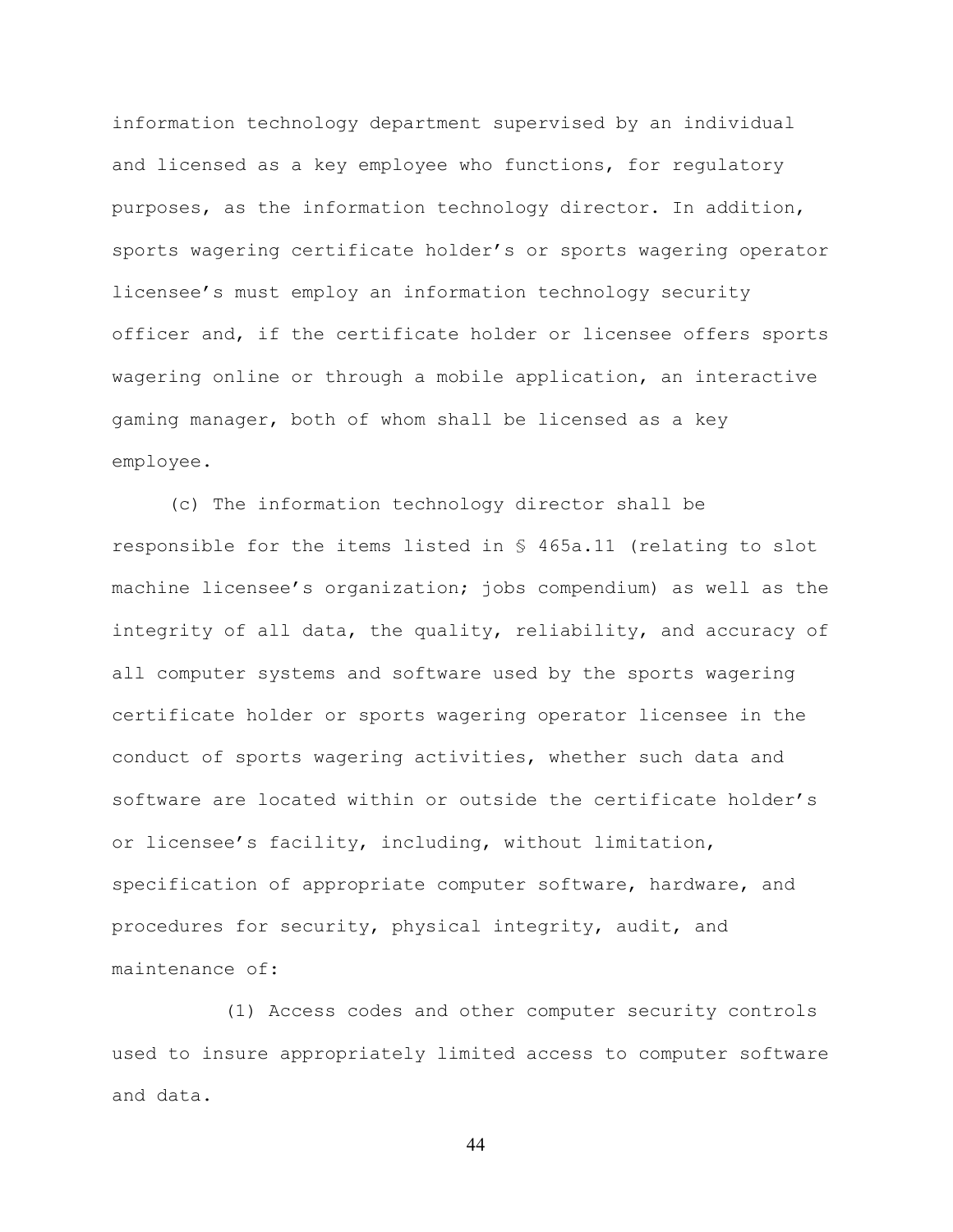information technology department supervised by an individual and licensed as a key employee who functions, for regulatory purposes, as the information technology director. In addition, sports wagering certificate holder's or sports wagering operator licensee's must employ an information technology security officer and, if the certificate holder or licensee offers sports wagering online or through a mobile application, an interactive gaming manager, both of whom shall be licensed as a key employee.

(c) The information technology director shall be responsible for the items listed in § 465a.11 (relating to slot machine licensee's organization; jobs compendium) as well as the integrity of all data, the quality, reliability, and accuracy of all computer systems and software used by the sports wagering certificate holder or sports wagering operator licensee in the conduct of sports wagering activities, whether such data and software are located within or outside the certificate holder's or licensee's facility, including, without limitation, specification of appropriate computer software, hardware, and procedures for security, physical integrity, audit, and maintenance of:

(1) Access codes and other computer security controls used to insure appropriately limited access to computer software and data.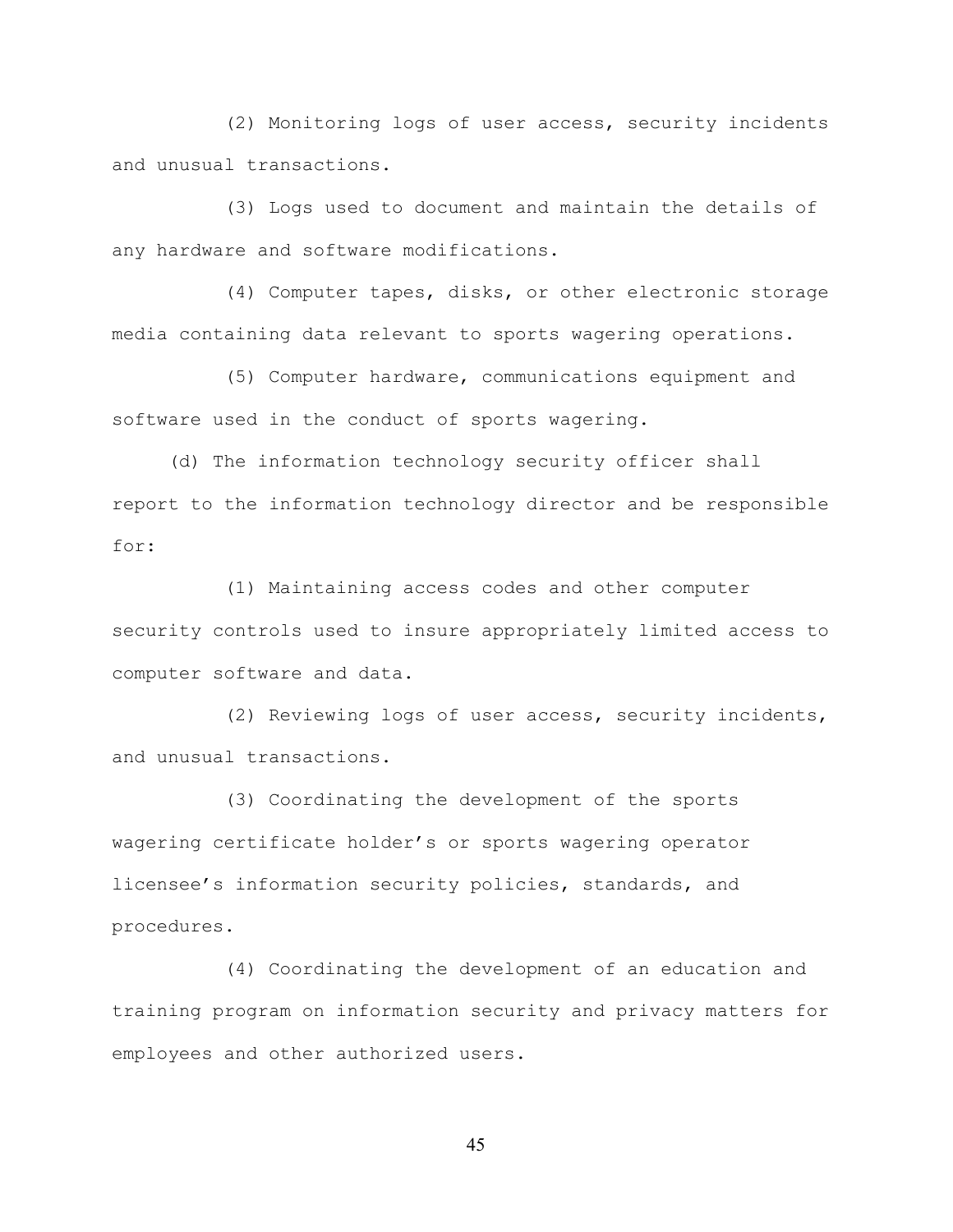(2) Monitoring logs of user access, security incidents and unusual transactions.

(3) Logs used to document and maintain the details of any hardware and software modifications.

(4) Computer tapes, disks, or other electronic storage media containing data relevant to sports wagering operations.

(5) Computer hardware, communications equipment and software used in the conduct of sports wagering.

(d) The information technology security officer shall report to the information technology director and be responsible for:

(1) Maintaining access codes and other computer security controls used to insure appropriately limited access to computer software and data.

(2) Reviewing logs of user access, security incidents, and unusual transactions.

(3) Coordinating the development of the sports wagering certificate holder's or sports wagering operator licensee's information security policies, standards, and procedures.

(4) Coordinating the development of an education and training program on information security and privacy matters for employees and other authorized users.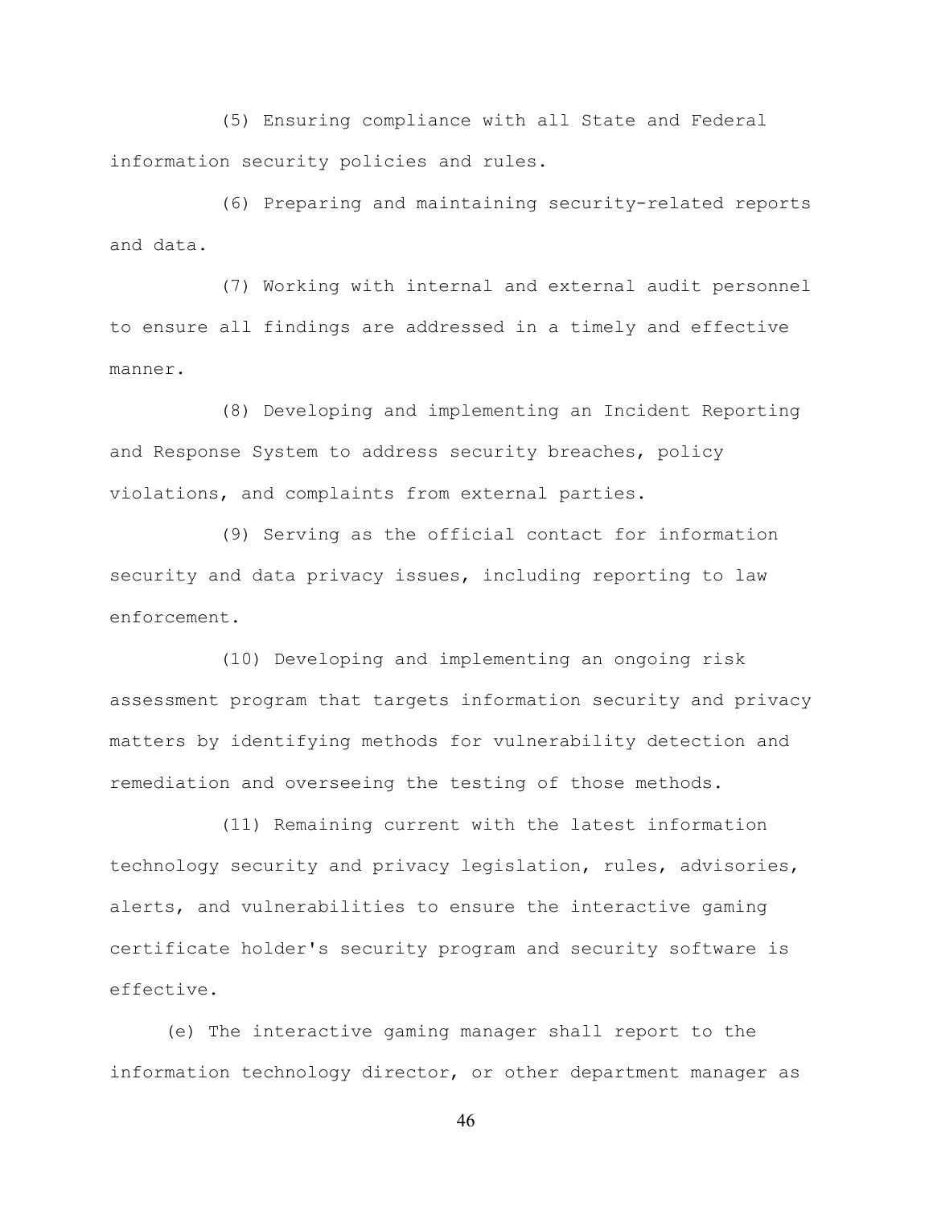(5) Ensuring compliance with all State and Federal information security policies and rules.

(6) Preparing and maintaining security-related reports and data.

(7) Working with internal and external audit personnel to ensure all findings are addressed in a timely and effective manner.

(8) Developing and implementing an Incident Reporting and Response System to address security breaches, policy violations, and complaints from external parties.

(9) Serving as the official contact for information security and data privacy issues, including reporting to law enforcement.

(10) Developing and implementing an ongoing risk assessment program that targets information security and privacy matters by identifying methods for vulnerability detection and remediation and overseeing the testing of those methods.

(11) Remaining current with the latest information technology security and privacy legislation, rules, advisories, alerts, and vulnerabilities to ensure the interactive gaming certificate holder's security program and security software is effective.

(e) The interactive gaming manager shall report to the information technology director, or other department manager as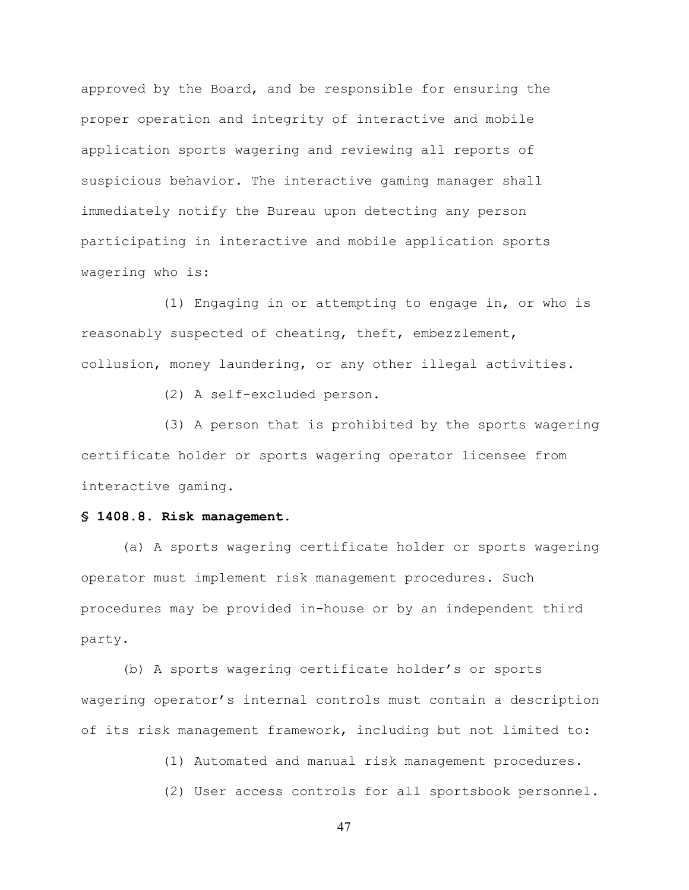approved by the Board, and be responsible for ensuring the proper operation and integrity of interactive and mobile application sports wagering and reviewing all reports of suspicious behavior. The interactive gaming manager shall immediately notify the Bureau upon detecting any person participating in interactive and mobile application sports wagering who is:

(1) Engaging in or attempting to engage in, or who is reasonably suspected of cheating, theft, embezzlement, collusion, money laundering, or any other illegal activities.

(2) A self-excluded person.

(3) A person that is prohibited by the sports wagering certificate holder or sports wagering operator licensee from interactive gaming.

**§ 1408.8. Risk management.**

(a) A sports wagering certificate holder or sports wagering operator must implement risk management procedures. Such procedures may be provided in-house or by an independent third party.

(b) A sports wagering certificate holder's or sports wagering operator's internal controls must contain a description of its risk management framework, including but not limited to:

(1) Automated and manual risk management procedures.

(2) User access controls for all sportsbook personnel.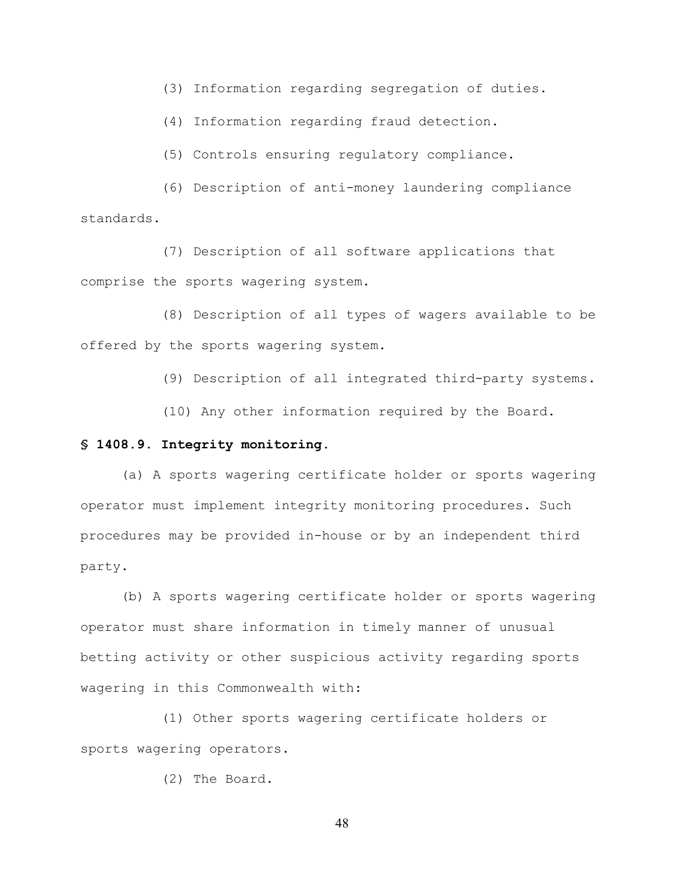(3) Information regarding segregation of duties.

(4) Information regarding fraud detection.

(5) Controls ensuring regulatory compliance.

(6) Description of anti-money laundering compliance standards.

(7) Description of all software applications that comprise the sports wagering system.

(8) Description of all types of wagers available to be offered by the sports wagering system.

(9) Description of all integrated third-party systems.

(10) Any other information required by the Board.

**§ 1408.9. Integrity monitoring.**

(a) A sports wagering certificate holder or sports wagering operator must implement integrity monitoring procedures. Such procedures may be provided in-house or by an independent third party.

(b) A sports wagering certificate holder or sports wagering operator must share information in timely manner of unusual betting activity or other suspicious activity regarding sports wagering in this Commonwealth with:

(1) Other sports wagering certificate holders or sports wagering operators.

(2) The Board.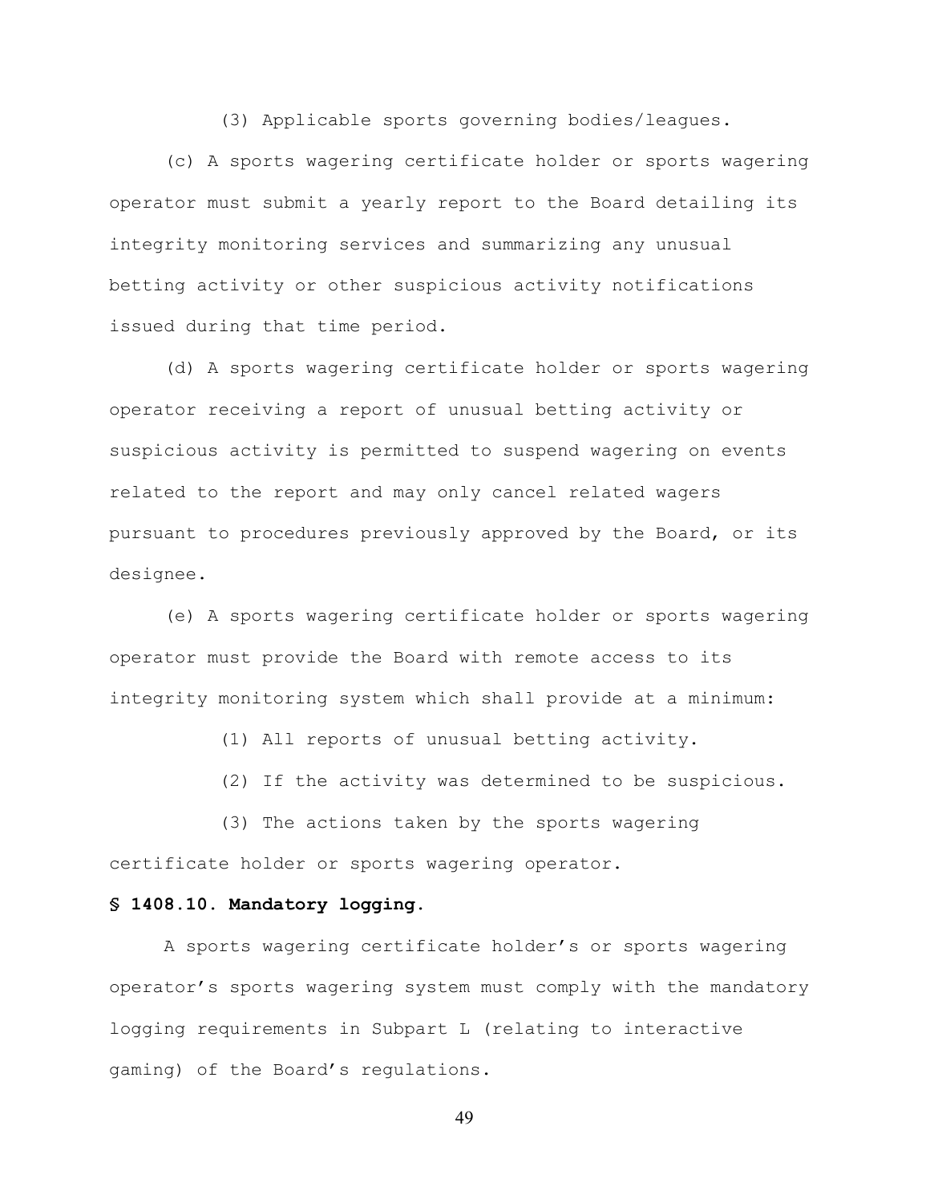(3) Applicable sports governing bodies/leagues.

(c) A sports wagering certificate holder or sports wagering operator must submit a yearly report to the Board detailing its integrity monitoring services and summarizing any unusual betting activity or other suspicious activity notifications issued during that time period.

(d) A sports wagering certificate holder or sports wagering operator receiving a report of unusual betting activity or suspicious activity is permitted to suspend wagering on events related to the report and may only cancel related wagers pursuant to procedures previously approved by the Board, or its designee.

(e) A sports wagering certificate holder or sports wagering operator must provide the Board with remote access to its integrity monitoring system which shall provide at a minimum:

(1) All reports of unusual betting activity.

(2) If the activity was determined to be suspicious.

(3) The actions taken by the sports wagering certificate holder or sports wagering operator.

**§ 1408.10. Mandatory logging.**

A sports wagering certificate holder's or sports wagering operator's sports wagering system must comply with the mandatory logging requirements in Subpart L (relating to interactive gaming) of the Board's regulations.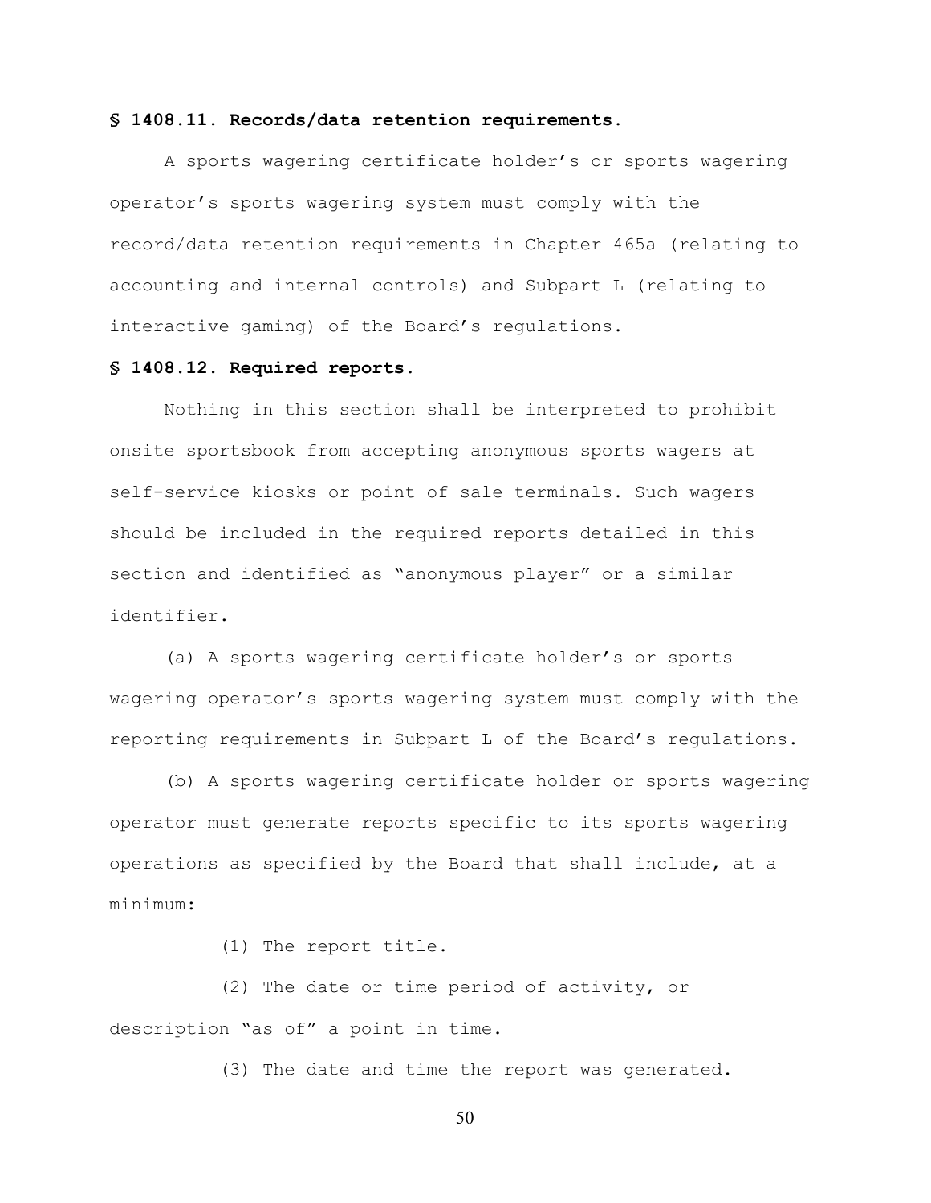**§ 1408.11. Records/data retention requirements.**

A sports wagering certificate holder's or sports wagering operator's sports wagering system must comply with the record/data retention requirements in Chapter 465a (relating to accounting and internal controls) and Subpart L (relating to interactive gaming) of the Board's regulations.

**§ 1408.12. Required reports.**

Nothing in this section shall be interpreted to prohibit onsite sportsbook from accepting anonymous sports wagers at self-service kiosks or point of sale terminals. Such wagers should be included in the required reports detailed in this section and identified as "anonymous player" or a similar identifier.

(a) A sports wagering certificate holder's or sports wagering operator's sports wagering system must comply with the reporting requirements in Subpart L of the Board's regulations.

(b) A sports wagering certificate holder or sports wagering operator must generate reports specific to its sports wagering operations as specified by the Board that shall include, at a minimum:

(1) The report title.

(2) The date or time period of activity, or description "as of" a point in time.

(3) The date and time the report was generated.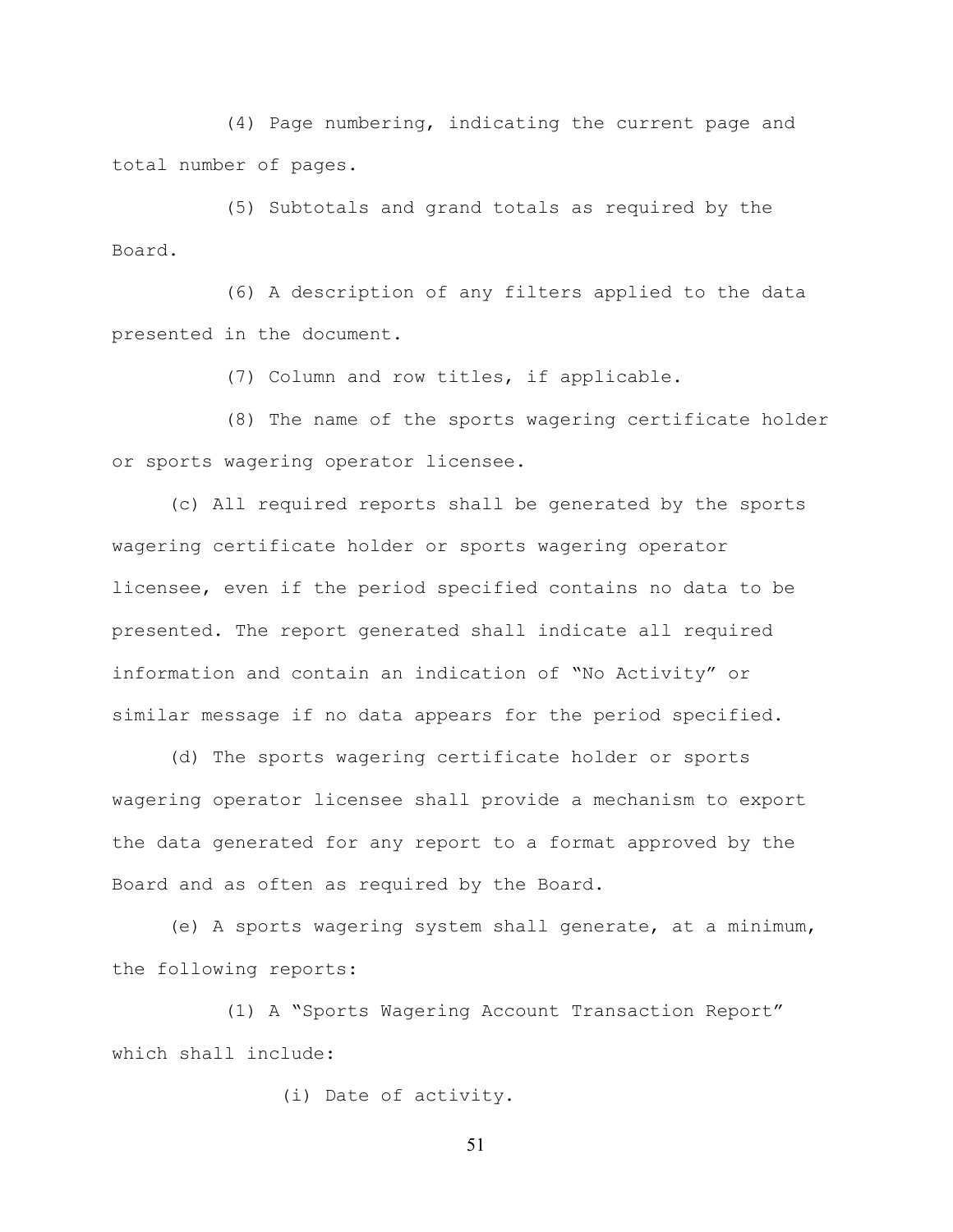(4) Page numbering, indicating the current page and total number of pages.

(5) Subtotals and grand totals as required by the Board.

(6) A description of any filters applied to the data presented in the document.

(7) Column and row titles, if applicable.

(8) The name of the sports wagering certificate holder or sports wagering operator licensee.

(c) All required reports shall be generated by the sports wagering certificate holder or sports wagering operator licensee, even if the period specified contains no data to be presented. The report generated shall indicate all required information and contain an indication of "No Activity" or similar message if no data appears for the period specified.

(d) The sports wagering certificate holder or sports wagering operator licensee shall provide a mechanism to export the data generated for any report to a format approved by the Board and as often as required by the Board.

(e) A sports wagering system shall generate, at a minimum, the following reports:

(1) A "Sports Wagering Account Transaction Report" which shall include:

(i) Date of activity.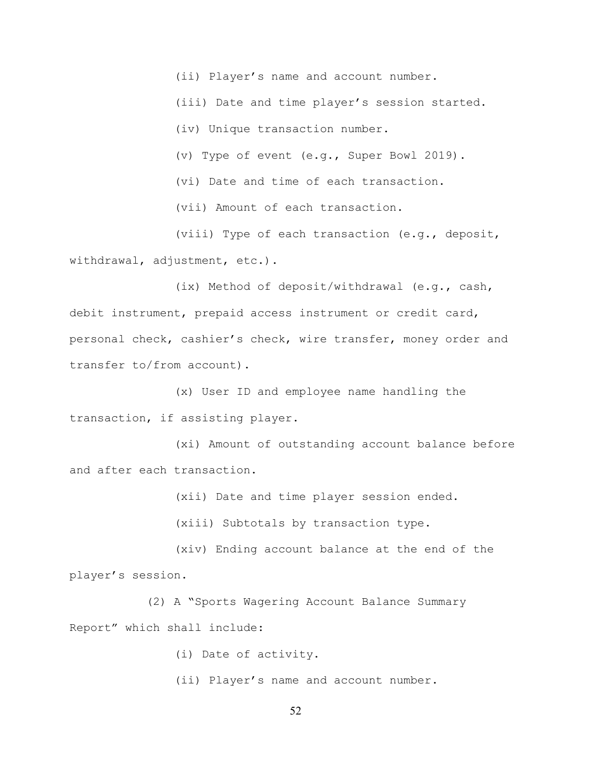(ii) Player's name and account number.

(iii) Date and time player's session started.

(iv) Unique transaction number.

(v) Type of event (e.g., Super Bowl 2019).

(vi) Date and time of each transaction.

(vii) Amount of each transaction.

(viii) Type of each transaction (e.g., deposit, withdrawal, adjustment, etc.).

(ix) Method of deposit/withdrawal (e.g., cash, debit instrument, prepaid access instrument or credit card, personal check, cashier's check, wire transfer, money order and transfer to/from account).

(x) User ID and employee name handling the transaction, if assisting player.

(xi) Amount of outstanding account balance before and after each transaction.

(xii) Date and time player session ended.

(xiii) Subtotals by transaction type.

(xiv) Ending account balance at the end of the player's session.

(2) A "Sports Wagering Account Balance Summary Report" which shall include:

(i) Date of activity.

(ii) Player's name and account number.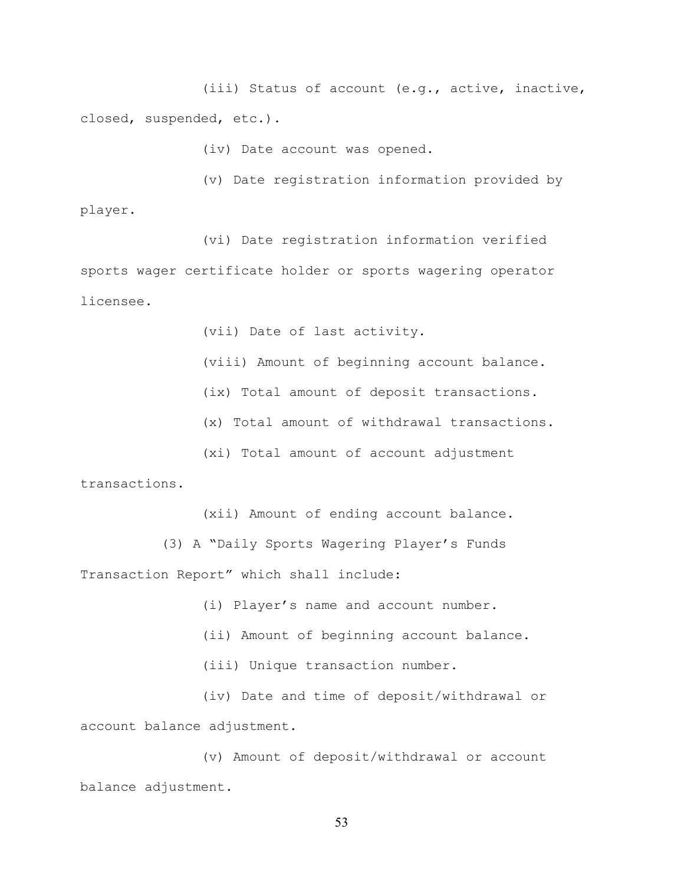(iii) Status of account (e.g., active, inactive, closed, suspended, etc.).

(iv) Date account was opened.

(v) Date registration information provided by player.

(vi) Date registration information verified sports wager certificate holder or sports wagering operator licensee.

(vii) Date of last activity.

(viii) Amount of beginning account balance.

(ix) Total amount of deposit transactions.

(x) Total amount of withdrawal transactions.

(xi) Total amount of account adjustment transactions.

(xii) Amount of ending account balance.

(3) A "Daily Sports Wagering Player's Funds Transaction Report" which shall include:

(i) Player's name and account number.

(ii) Amount of beginning account balance.

(iii) Unique transaction number.

(iv) Date and time of deposit/withdrawal or account balance adjustment.

(v) Amount of deposit/withdrawal or account balance adjustment.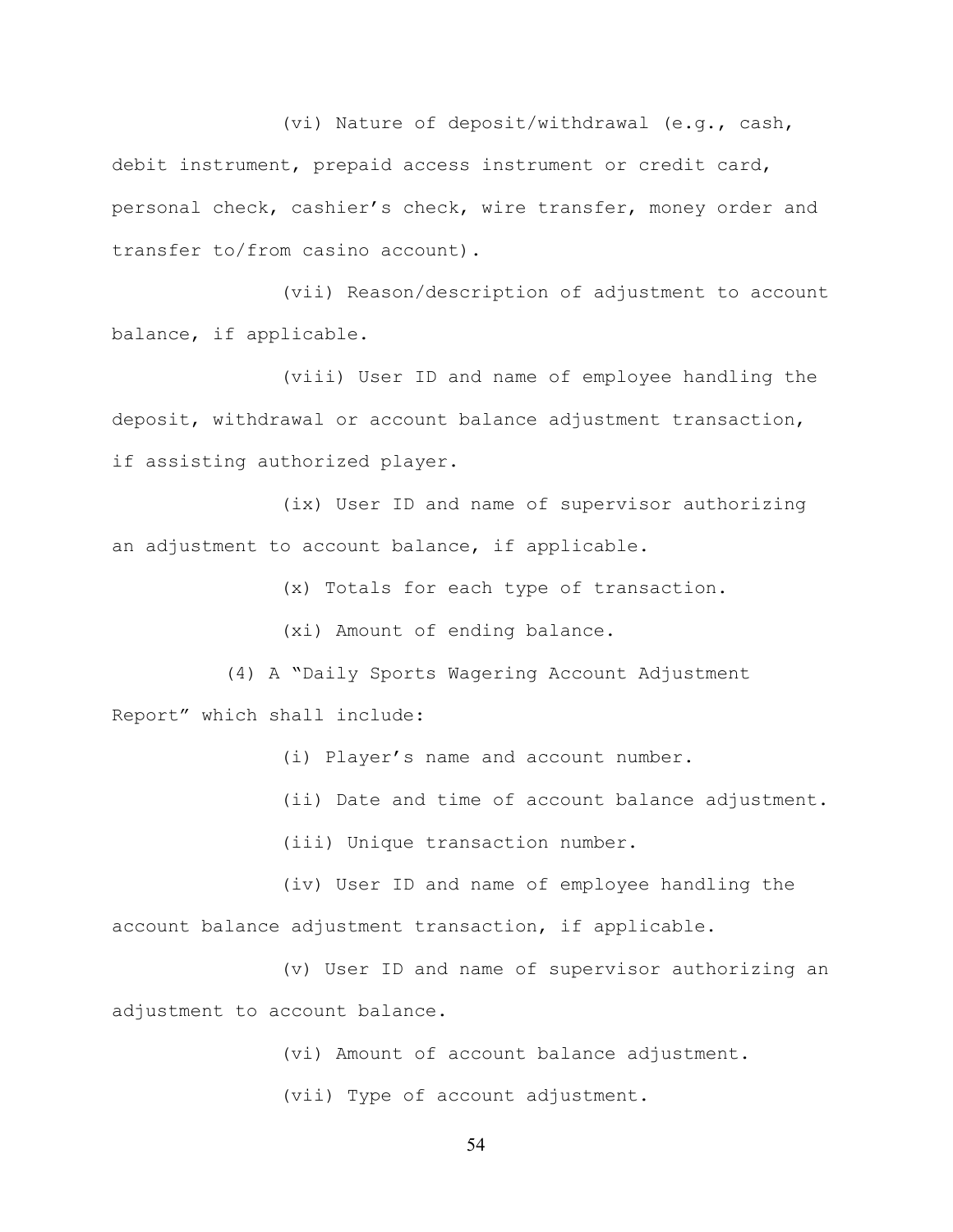(vi) Nature of deposit/withdrawal (e.g., cash, debit instrument, prepaid access instrument or credit card, personal check, cashier's check, wire transfer, money order and transfer to/from casino account).

(vii) Reason/description of adjustment to account balance, if applicable.

(viii) User ID and name of employee handling the deposit, withdrawal or account balance adjustment transaction, if assisting authorized player.

(ix) User ID and name of supervisor authorizing an adjustment to account balance, if applicable.

(x) Totals for each type of transaction.

(xi) Amount of ending balance.

(4) A "Daily Sports Wagering Account Adjustment Report" which shall include:

(i) Player's name and account number.

(ii) Date and time of account balance adjustment.

(iii) Unique transaction number.

(iv) User ID and name of employee handling the account balance adjustment transaction, if applicable.

(v) User ID and name of supervisor authorizing an adjustment to account balance.

(vi) Amount of account balance adjustment.

(vii) Type of account adjustment.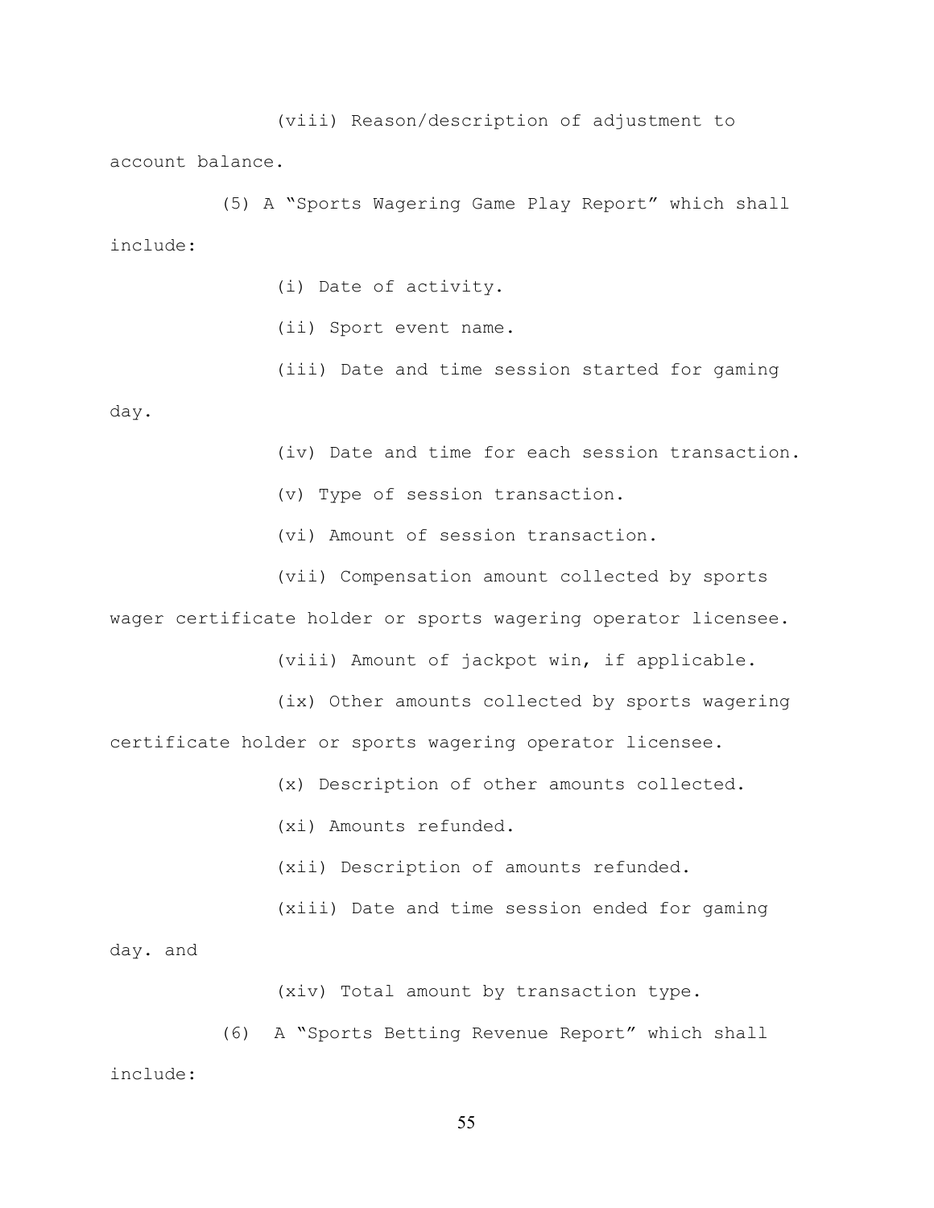(viii) Reason/description of adjustment to account balance.

(5) A "Sports Wagering Game Play Report" which shall include:

(i) Date of activity.

(ii) Sport event name.

(iii) Date and time session started for gaming day.

(iv) Date and time for each session transaction.

(v) Type of session transaction.

(vi) Amount of session transaction.

(vii) Compensation amount collected by sports wager certificate holder or sports wagering operator licensee.

(viii) Amount of jackpot win, if applicable.

(ix) Other amounts collected by sports wagering certificate holder or sports wagering operator licensee.

(x) Description of other amounts collected.

(xi) Amounts refunded.

(xii) Description of amounts refunded.

(xiii) Date and time session ended for gaming day. and

(xiv) Total amount by transaction type.

(6) A "Sports Betting Revenue Report" which shall include: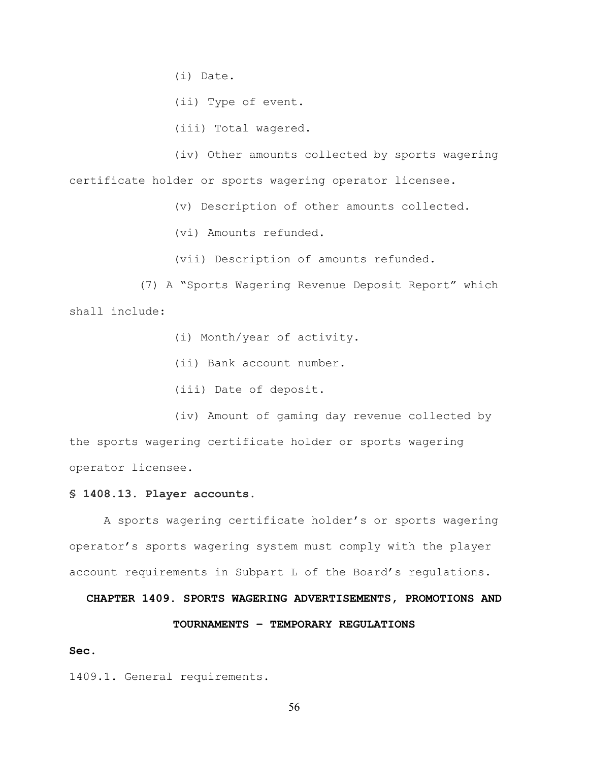(i) Date.

(ii) Type of event.

(iii) Total wagered.

(iv) Other amounts collected by sports wagering certificate holder or sports wagering operator licensee.

(v) Description of other amounts collected.

(vi) Amounts refunded.

(vii) Description of amounts refunded.

(7) A "Sports Wagering Revenue Deposit Report" which shall include:

(i) Month/year of activity.

(ii) Bank account number.

(iii) Date of deposit.

(iv) Amount of gaming day revenue collected by the sports wagering certificate holder or sports wagering operator licensee.

**§ 1408.13. Player accounts.**

A sports wagering certificate holder's or sports wagering operator's sports wagering system must comply with the player account requirements in Subpart L of the Board's regulations.

## CHAPTER 1409. SPORTS WAGERING ADVERTISEMENTS, PROMOTIONS AND TOURNAMENTS – TEMPORARY REGULATIONS

**Sec.**

1409.1. General requirements.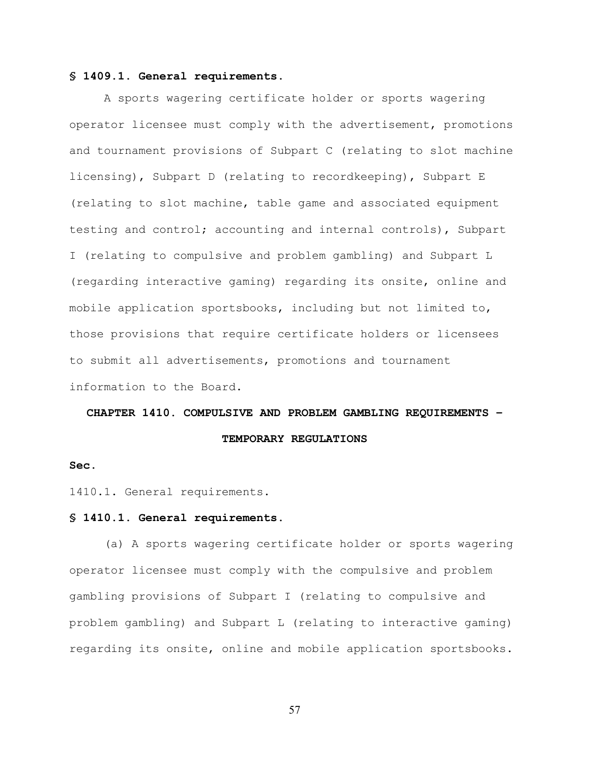**§ 1409.1. General requirements.**

A sports wagering certificate holder or sports wagering operator licensee must comply with the advertisement, promotions and tournament provisions of Subpart C (relating to slot machine licensing), Subpart D (relating to recordkeeping), Subpart E (relating to slot machine, table game and associated equipment testing and control; accounting and internal controls), Subpart I (relating to compulsive and problem gambling) and Subpart L (regarding interactive gaming) regarding its onsite, online and mobile application sportsbooks, including but not limited to, those provisions that require certificate holders or licensees to submit all advertisements, promotions and tournament information to the Board.

## CHAPTER 1410. COMPULSIVE AND PROBLEM GAMBLING REQUIREMENTS – TEMPORARY REGULATIONS

**Sec.**

1410.1. General requirements.

**§ 1410.1. General requirements.**

(a) A sports wagering certificate holder or sports wagering operator licensee must comply with the compulsive and problem gambling provisions of Subpart I (relating to compulsive and problem gambling) and Subpart L (relating to interactive gaming) regarding its onsite, online and mobile application sportsbooks.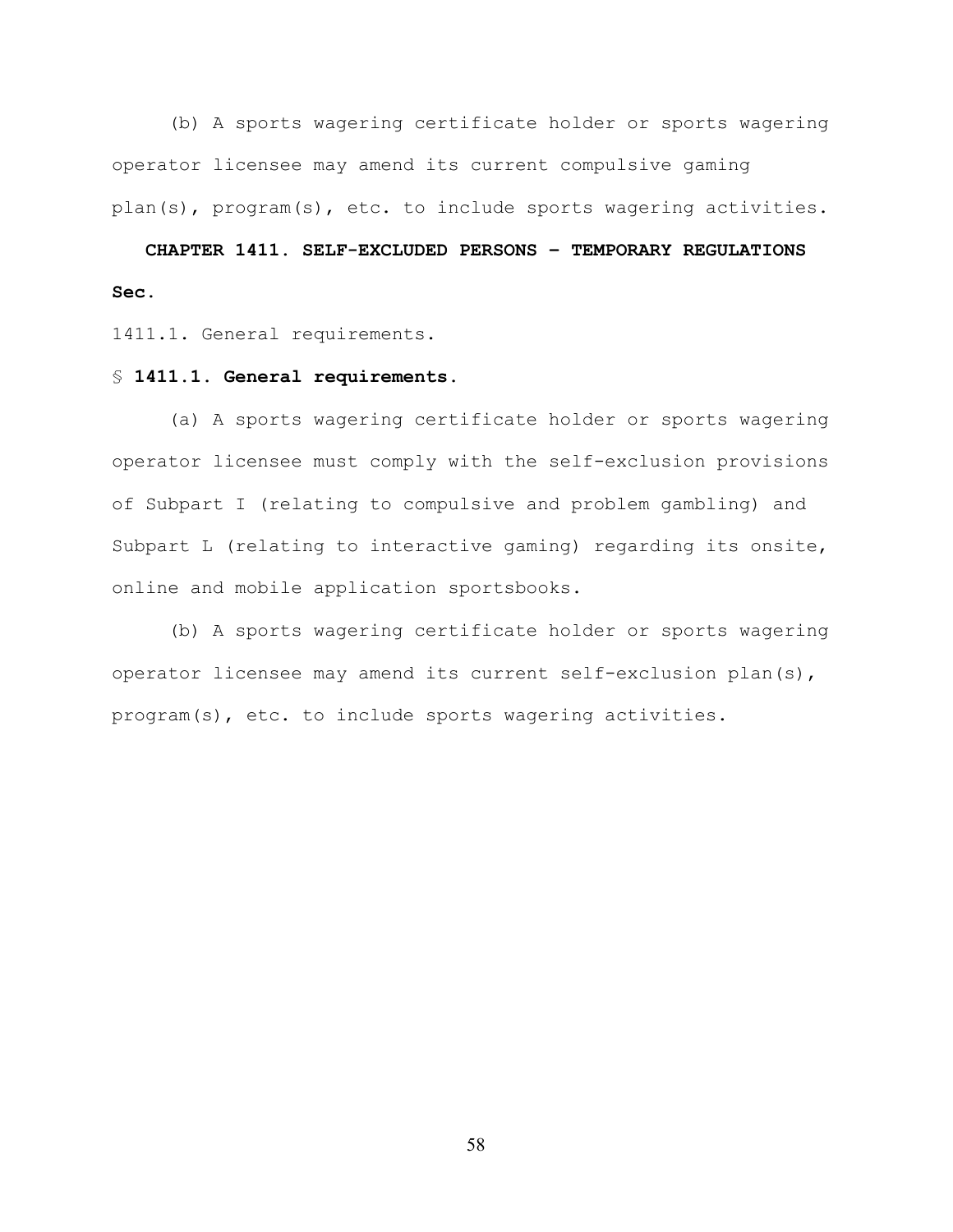(b) A sports wagering certificate holder or sports wagering operator licensee may amend its current compulsive gaming plan(s), program(s), etc. to include sports wagering activities.

## CHAPTER 1411. SELF-EXCLUDED PERSONS – TEMPORARY REGULATIONS

**Sec.**

1411.1. General requirements.

### § 1411.1. General requirements.

(a) A sports wagering certificate holder or sports wagering operator licensee must comply with the self-exclusion provisions of Subpart I (relating to compulsive and problem gambling) and Subpart L (relating to interactive gaming) regarding its onsite, online and mobile application sportsbooks.

(b) A sports wagering certificate holder or sports wagering operator licensee may amend its current self-exclusion plan(s), program(s), etc. to include sports wagering activities.